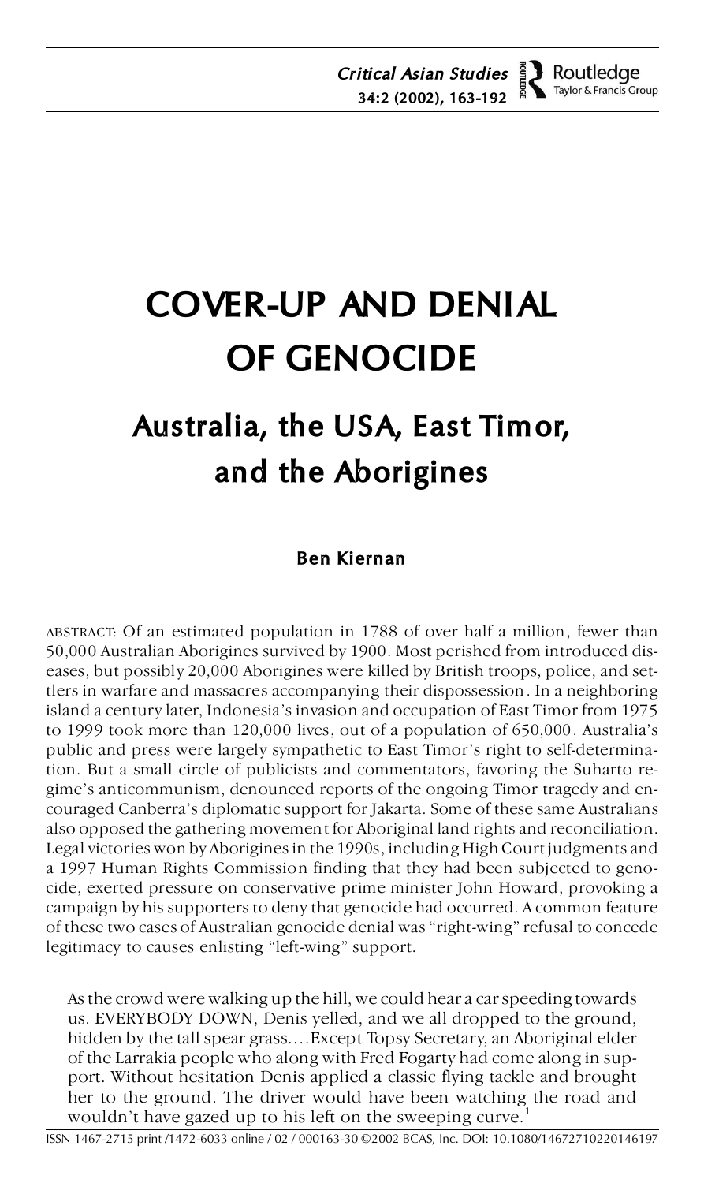# COVER-UP AND DENIAL OF GENOCIDE

## Australia, the USA, East Timor, and the Aborigines

**Ben Kiernan**

ABSTRACT: Of an estimated population in 1788 of over half a million, fewer than 50,000 Australian Aborigines survived by 1900. Most perished from introduced diseases, but possibly 20,000 Aborigines were killed by British troops, police, and settlers in warfare and massacres accompanying their dispossession. In a neighboring island a century later, Indonesia's invasion and occupation of East Timor from 1975 to 1999 took more than 120,000 lives, out of a population of 650,000. Australia's public and press were largely sympathetic to East Timor's right to self-determination. But a small circle of publicists and commentators, favoring the Suharto regime's anticommunism, denounced reports of the ongoing Timor tragedy and encouraged Canberra's diplomatic support for Jakarta. Some of these same Australians also opposed the gathering movement for Aboriginal land rights and reconciliation. Legal victories won by Aborigines in the 1990s, including High Court judgments and a 1997 Human Rights Commission finding that they had been subjected to genocide, exerted pressure on conservative prime minister John Howard, provoking a campaign by his supporters to deny that genocide had occurred. A common feature of these two cases of Australian genocide denial was "right-wing" refusal to concede legitimacy to causes enlisting "left-wing" support.

> As the crowd were walking up the hill, we could hear a car speeding towards us. EVERYBODY DOWN, Denis yelled, and we all dropped to the ground, hidden by the tall spear grass.…Except Topsy Secretary, an Aboriginal elder of the Larrakia people who along with Fred Fogarty had come along in support. Without hesitation Denis applied a classic flying tackle and brought her to the ground. The driver would have been watching the road and wouldn't have gazed up to his left on the sweeping curve.[1]

ISSN 1467-2715 print /1472-6033 online / 02 / 000163-30 ©2002 BCAS, Inc. DOI: 10.1080/14672710220146197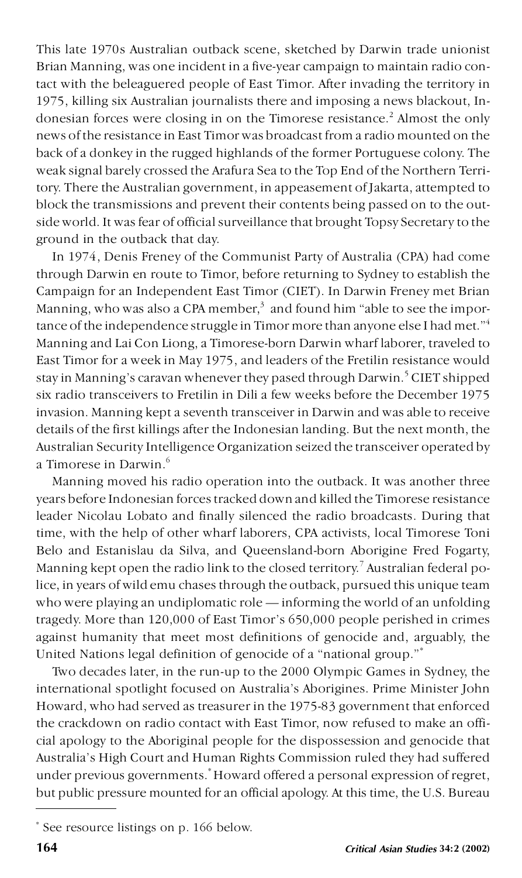This late 1970s Australian outback scene, sketched by Darwin trade unionist Brian Manning, was one incident in a five-year campaign to maintain radio contact with the beleaguered people of East Timor. After invading the territory in 1975, killing six Australian journalists there and imposing a news blackout, Indonesian forces were closing in on the Timorese resistance.[2] Almost the only news of the resistance in East Timor was broadcast from a radio mounted on the back of a donkey in the rugged highlands of the former Portuguese colony. The weak signal barely crossed the Arafura Sea to the Top End of the Northern Territory. There the Australian government, in appeasement of Jakarta, attempted to block the transmissions and prevent their contents being passed on to the outside world. It was fear of official surveillance that brought Topsy Secretary to the ground in the outback that day.

In 1974, Denis Freney of the Communist Party of Australia (CPA) had come through Darwin en route to Timor, before returning to Sydney to establish the Campaign for an Independent East Timor (CIET). In Darwin Freney met Brian Manning, who was also a CPA member,[3] and found him "able to see the importance of the independence struggle in Timor more than anyone else I had met."[4] Manning and Lai Con Liong, a Timorese-born Darwin wharf laborer, traveled to East Timor for a week in May 1975, and leaders of the Fretilin resistance would stay in Manning's caravan whenever they pased through Darwin.[5] CIET shipped six radio transceivers to Fretilin in Dili a few weeks before the December 1975 invasion. Manning kept a seventh transceiver in Darwin and was able to receive details of the first killings after the Indonesian landing. But the next month, the Australian Security Intelligence Organization seized the transceiver operated by a Timorese in Darwin.[6]

Manning moved his radio operation into the outback. It was another three years before Indonesian forces tracked down and killed the Timorese resistance leader Nicolau Lobato and finally silenced the radio broadcasts. During that time, with the help of other wharf laborers, CPA activists, local Timorese Toni Belo and Estanislau da Silva, and Queensland-born Aborigine Fred Fogarty, Manning kept open the radio link to the closed territory.[7] Australian federal police, in years of wild emu chases through the outback, pursued this unique team who were playing an undiplomatic role — informing the world of an unfolding tragedy. More than 120,000 of East Timor's 650,000 people perished in crimes against humanity that meet most definitions of genocide and, arguably, the United Nations legal definition of genocide of a "national group."*

Two decades later, in the run-up to the 2000 Olympic Games in Sydney, the international spotlight focused on Australia's Aborigines. Prime Minister John Howard, who had served as treasurer in the 1975-83 government that enforced the crackdown on radio contact with East Timor, now refused to make an official apology to the Aboriginal people for the dispossession and genocide that Australia's High Court and Human Rights Commission ruled they had suffered under previous governments.* Howard offered a personal expression of regret, but public pressure mounted for an official apology. At this time, the U.S. Bureau

* See resource listings on p. 166 below.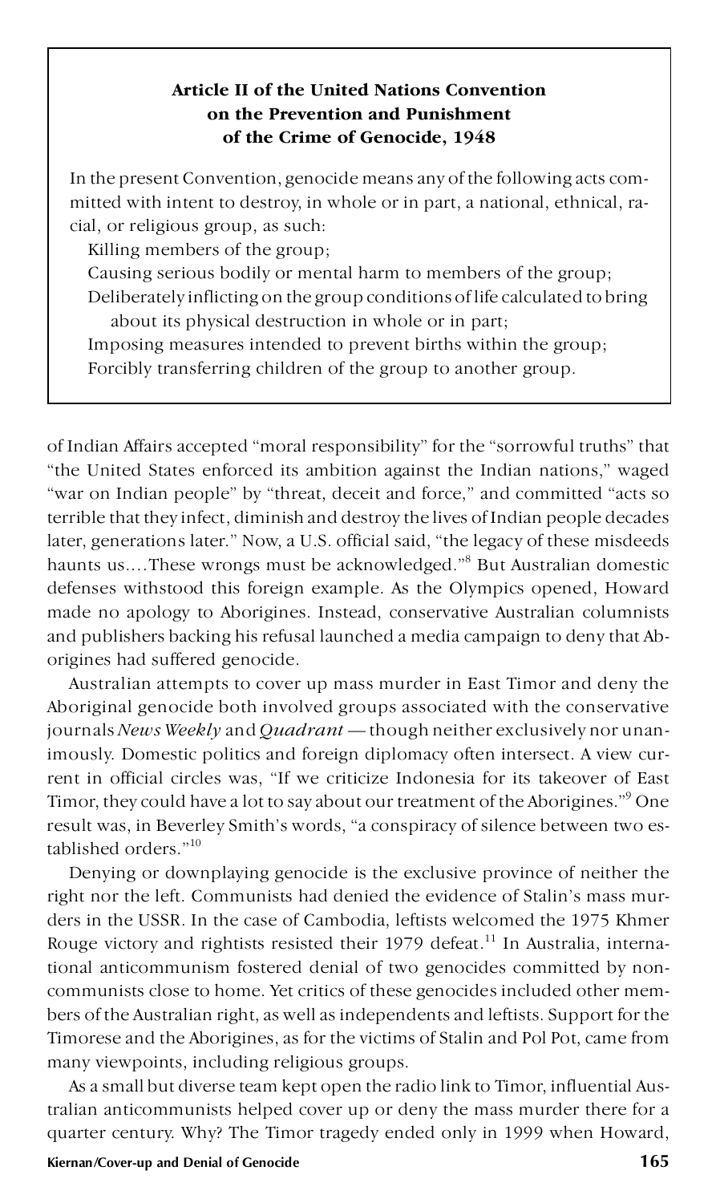**Article II of the United Nations Convention on the Prevention and Punishment of the Crime of Genocide, 1948**

In the present Convention, genocide means any of the following acts committed with intent to destroy, in whole or in part, a national, ethnical, racial, or religious group, as such:

Killing members of the group;

Causing serious bodily or mental harm to members of the group;

Deliberately inflicting on the group conditions of life calculated to bring about its physical destruction in whole or in part;

Imposing measures intended to prevent births within the group;

Forcibly transferring children of the group to another group.

of Indian Affairs accepted "moral responsibility" for the "sorrowful truths" that "the United States enforced its ambition against the Indian nations," waged "war on Indian people" by "threat, deceit and force," and committed "acts so terrible that they infect, diminish and destroy the lives of Indian people decades later, generations later." Now, a U.S. official said, "the legacy of these misdeeds haunts us.…These wrongs must be acknowledged."[8] But Australian domestic defenses withstood this foreign example. As the Olympics opened, Howard made no apology to Aborigines. Instead, conservative Australian columnists and publishers backing his refusal launched a media campaign to deny that Aborigines had suffered genocide.

Australian attempts to cover up mass murder in East Timor and deny the Aboriginal genocide both involved groups associated with the conservative journals *News Weekly* and *Quadrant* — though neither exclusively nor unanimously. Domestic politics and foreign diplomacy often intersect. A view current in official circles was, "If we criticize Indonesia for its takeover of East Timor, they could have a lot to say about our treatment of the Aborigines."[9] One result was, in Beverley Smith's words, "a conspiracy of silence between two established orders."[10]

Denying or downplaying genocide is the exclusive province of neither the right nor the left. Communists had denied the evidence of Stalin's mass murders in the USSR. In the case of Cambodia, leftists welcomed the 1975 Khmer Rouge victory and rightists resisted their 1979 defeat.[11] In Australia, international anticommunism fostered denial of two genocides committed by noncommunists close to home. Yet critics of these genocides included other members of the Australian right, as well as independents and leftists. Support for the Timorese and the Aborigines, as for the victims of Stalin and Pol Pot, came from many viewpoints, including religious groups.

As a small but diverse team kept open the radio link to Timor, influential Australian anticommunists helped cover up or deny the mass murder there for a quarter century. Why? The Timor tragedy ended only in 1999 when Howard,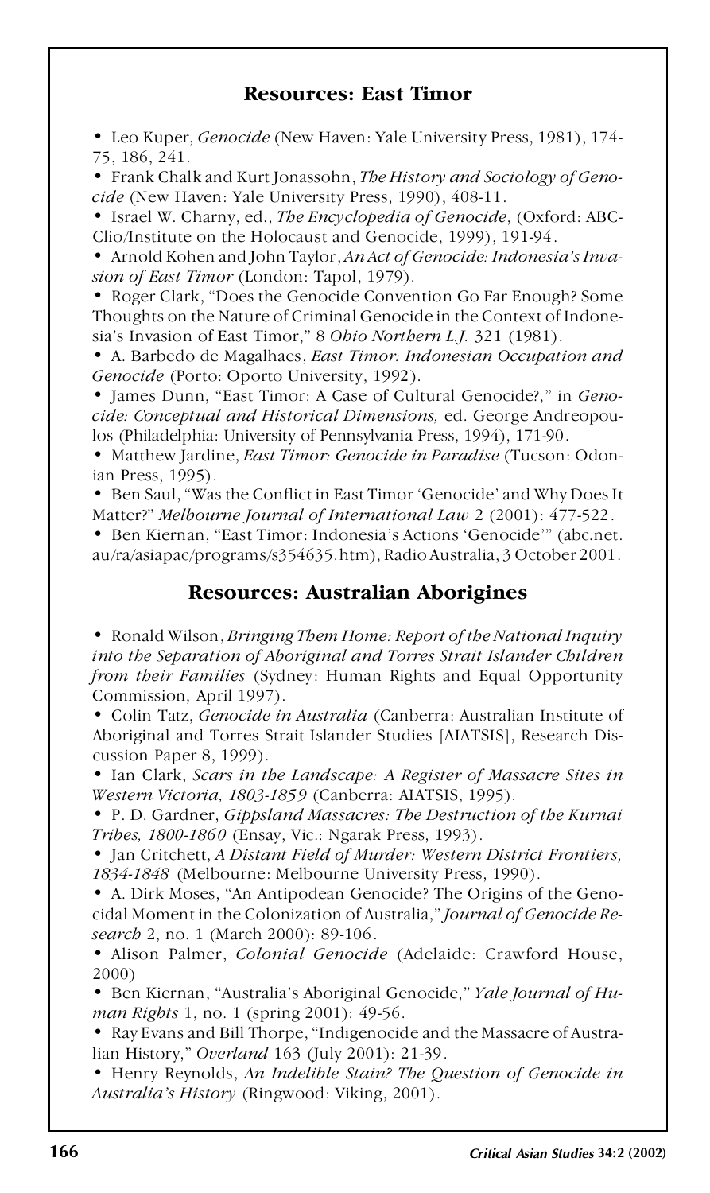## Resources: East Timor

- Leo Kuper, *Genocide* (New Haven: Yale University Press, 1981), 174-75, 186, 241.
- Frank Chalk and Kurt Jonassohn, *The History and Sociology of Genocide* (New Haven: Yale University Press, 1990), 408-11.
- Israel W. Charny, ed., *The Encyclopedia of Genocide*, (Oxford: ABC-Clio/Institute on the Holocaust and Genocide, 1999), 191-94.
- Arnold Kohen and John Taylor, *An Act of Genocide: Indonesia's Invasion of East Timor* (London: Tapol, 1979).
- Roger Clark, "Does the Genocide Convention Go Far Enough? Some Thoughts on the Nature of Criminal Genocide in the Context of Indonesia's Invasion of East Timor," 8 *Ohio Northern L.J.* 321 (1981).
- A. Barbedo de Magalhaes, *East Timor: Indonesian Occupation and Genocide* (Porto: Oporto University, 1992).
- James Dunn, "East Timor: A Case of Cultural Genocide?," in *Genocide: Conceptual and Historical Dimensions,* ed. George Andreopoulos (Philadelphia: University of Pennsylvania Press, 1994), 171-90.
- Matthew Jardine, *East Timor: Genocide in Paradise* (Tucson: Odonian Press, 1995).
- Ben Saul, "Was the Conflict in East Timor 'Genocide' and Why Does It Matter?" *Melbourne Journal of International Law* 2 (2001): 477-522.
- Ben Kiernan, "East Timor: Indonesia's Actions 'Genocide'" (abc.net.au/ra/asiapac/programs/s354635.htm), Radio Australia, 3 October 2001.

## Resources: Australian Aborigines

- Ronald Wilson, *Bringing Them Home: Report of the National Inquiry into the Separation of Aboriginal and Torres Strait Islander Children from their Families* (Sydney: Human Rights and Equal Opportunity Commission, April 1997).
- Colin Tatz, *Genocide in Australia* (Canberra: Australian Institute of Aboriginal and Torres Strait Islander Studies [AIATSIS], Research Discussion Paper 8, 1999).
- Ian Clark, *Scars in the Landscape: A Register of Massacre Sites in Western Victoria, 1803-1859* (Canberra: AIATSIS, 1995).
- P. D. Gardner, *Gippsland Massacres: The Destruction of the Kurnai Tribes, 1800-1860* (Ensay, Vic.: Ngarak Press, 1993).
- Jan Critchett, *A Distant Field of Murder: Western District Frontiers, 1834-1848* (Melbourne: Melbourne University Press, 1990).
- A. Dirk Moses, "An Antipodean Genocide? The Origins of the Genocidal Moment in the Colonization of Australia," *Journal of Genocide Research* 2, no. 1 (March 2000): 89-106.
- Alison Palmer, *Colonial Genocide* (Adelaide: Crawford House, 2000)
- Ben Kiernan, "Australia's Aboriginal Genocide," *Yale Journal of Human Rights* 1, no. 1 (spring 2001): 49-56.
- Ray Evans and Bill Thorpe, "Indigenocide and the Massacre of Australian History," *Overland* 163 (July 2001): 21-39.
- Henry Reynolds, *An Indelible Stain? The Question of Genocide in Australia's History* (Ringwood: Viking, 2001).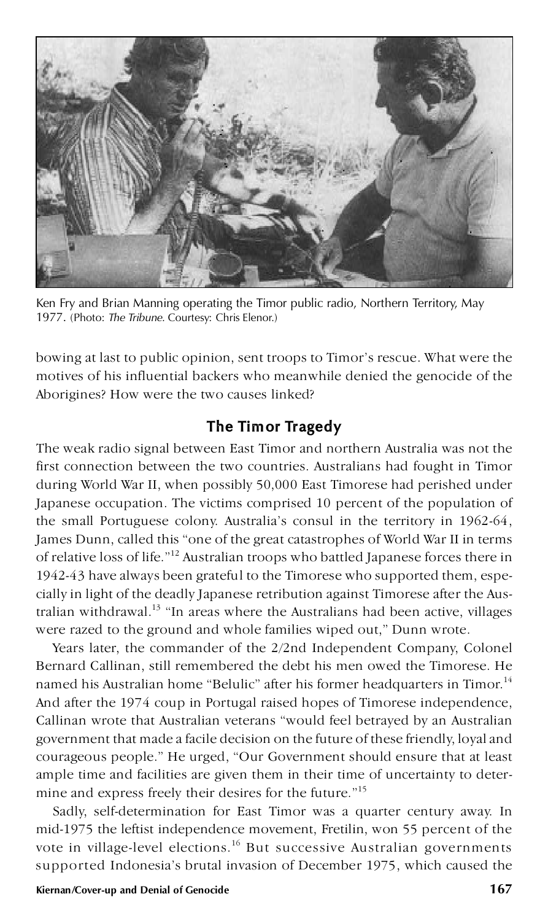Ken Fry and Brian Manning operating the Timor public radio, Northern Territory, May 1977. (Photo: *The Tribune*. Courtesy: Chris Elenor.)

bowing at last to public opinion, sent troops to Timor's rescue. What were the motives of his influential backers who meanwhile denied the genocide of the Aborigines? How were the two causes linked?

## The Timor Tragedy

The weak radio signal between East Timor and northern Australia was not the first connection between the two countries. Australians had fought in Timor during World War II, when possibly 50,000 East Timorese had perished under Japanese occupation. The victims comprised 10 percent of the population of the small Portuguese colony. Australia's consul in the territory in 1962-64, James Dunn, called this "one of the great catastrophes of World War II in terms of relative loss of life."[12] Australian troops who battled Japanese forces there in 1942-43 have always been grateful to the Timorese who supported them, especially in light of the deadly Japanese retribution against Timorese after the Australian withdrawal.[13] "In areas where the Australians had been active, villages were razed to the ground and whole families wiped out," Dunn wrote.

Years later, the commander of the 2/2nd Independent Company, Colonel Bernard Callinan, still remembered the debt his men owed the Timorese. He named his Australian home "Belulic" after his former headquarters in Timor.[14] And after the 1974 coup in Portugal raised hopes of Timorese independence, Callinan wrote that Australian veterans "would feel betrayed by an Australian government that made a facile decision on the future of these friendly, loyal and courageous people." He urged, "Our Government should ensure that at least ample time and facilities are given them in their time of uncertainty to determine and express freely their desires for the future."[15]

Sadly, self-determination for East Timor was a quarter century away. In mid-1975 the leftist independence movement, Fretilin, won 55 percent of the vote in village-level elections.[16] But successive Australian governments supported Indonesia's brutal invasion of December 1975, which caused the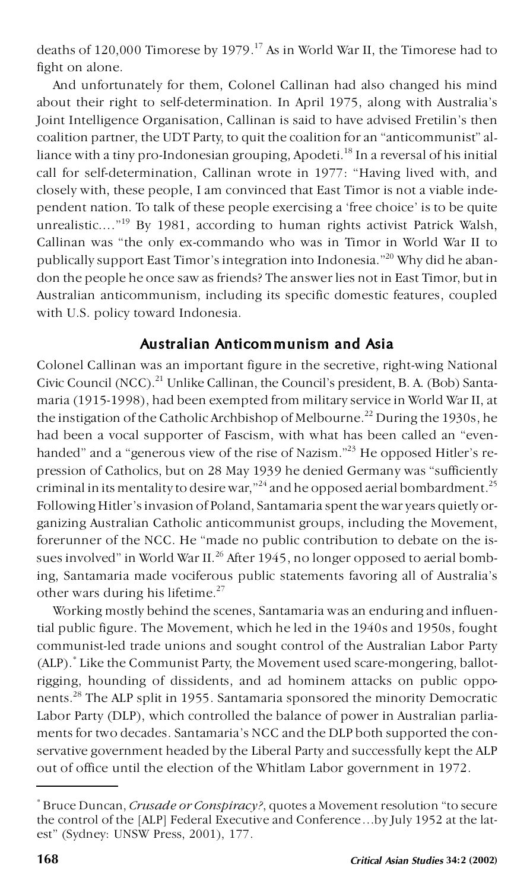deaths of 120,000 Timorese by 1979.[17] As in World War II, the Timorese had to fight on alone.

And unfortunately for them, Colonel Callinan had also changed his mind about their right to self-determination. In April 1975, along with Australia's Joint Intelligence Organisation, Callinan is said to have advised Fretilin's then coalition partner, the UDT Party, to quit the coalition for an "anticommunist" alliance with a tiny pro-Indonesian grouping, Apodeti.[18] In a reversal of his initial call for self-determination, Callinan wrote in 1977: "Having lived with, and closely with, these people, I am convinced that East Timor is not a viable independent nation. To talk of these people exercising a 'free choice' is to be quite unrealistic...."[19] By 1981, according to human rights activist Patrick Walsh, Callinan was "the only ex-commando who was in Timor in World War II to publically support East Timor's integration into Indonesia."[20] Why did he abandon the people he once saw as friends? The answer lies not in East Timor, but in Australian anticommunism, including its specific domestic features, coupled with U.S. policy toward Indonesia.

## Australian Anticommunism and Asia

Colonel Callinan was an important figure in the secretive, right-wing National Civic Council (NCC).[21] Unlike Callinan, the Council's president, B. A. (Bob) Santamaria (1915-1998), had been exempted from military service in World War II, at the instigation of the Catholic Archbishop of Melbourne.[22] During the 1930s, he had been a vocal supporter of Fascism, with what has been called an "even-handed" and a "generous view of the rise of Nazism."[23] He opposed Hitler's repression of Catholics, but on 28 May 1939 he denied Germany was "sufficiently criminal in its mentality to desire war,"[24] and he opposed aerial bombardment.[25] Following Hitler's invasion of Poland, Santamaria spent the war years quietly organizing Australian Catholic anticommunist groups, including the Movement, forerunner of the NCC. He "made no public contribution to debate on the issues involved" in World War II.[26] After 1945, no longer opposed to aerial bombing, Santamaria made vociferous public statements favoring all of Australia's other wars during his lifetime.[27]

Working mostly behind the scenes, Santamaria was an enduring and influential public figure. The Movement, which he led in the 1940s and 1950s, fought communist-led trade unions and sought control of the Australian Labor Party (ALP).* Like the Communist Party, the Movement used scare-mongering, ballot-rigging, hounding of dissidents, and ad hominem attacks on public opponents.[28] The ALP split in 1955. Santamaria sponsored the minority Democratic Labor Party (DLP), which controlled the balance of power in Australian parliaments for two decades. Santamaria's NCC and the DLP both supported the conservative government headed by the Liberal Party and successfully kept the ALP out of office until the election of the Whitlam Labor government in 1972.

---

* Bruce Duncan, *Crusade or Conspiracy?*, quotes a Movement resolution "to secure the control of the [ALP] Federal Executive and Conference…by July 1952 at the latest" (Sydney: UNSW Press, 2001), 177.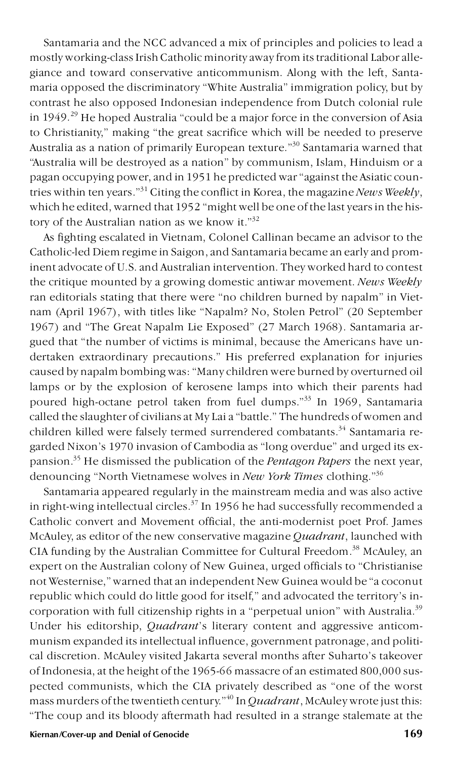Santamaria and the NCC advanced a mix of principles and policies to lead a mostly working-class Irish Catholic minority away from its traditional Labor allegiance and toward conservative anticommunism. Along with the left, Santamaria opposed the discriminatory "White Australia" immigration policy, but by contrast he also opposed Indonesian independence from Dutch colonial rule in 1949.[29] He hoped Australia "could be a major force in the conversion of Asia to Christianity," making "the great sacrifice which will be needed to preserve Australia as a nation of primarily European texture."[30] Santamaria warned that "Australia will be destroyed as a nation" by communism, Islam, Hinduism or a pagan occupying power, and in 1951 he predicted war "against the Asiatic countries within ten years."[31] Citing the conflict in Korea, the magazine *News Weekly*, which he edited, warned that 1952 "might well be one of the last years in the history of the Australian nation as we know it."[32]

As fighting escalated in Vietnam, Colonel Callinan became an advisor to the Catholic-led Diem regime in Saigon, and Santamaria became an early and prominent advocate of U.S. and Australian intervention. They worked hard to contest the critique mounted by a growing domestic antiwar movement. *News Weekly* ran editorials stating that there were "no children burned by napalm" in Vietnam (April 1967), with titles like "Napalm? No, Stolen Petrol" (20 September 1967) and "The Great Napalm Lie Exposed" (27 March 1968). Santamaria argued that "the number of victims is minimal, because the Americans have undertaken extraordinary precautions." His preferred explanation for injuries caused by napalm bombing was: "Many children were burned by overturned oil lamps or by the explosion of kerosene lamps into which their parents had poured high-octane petrol taken from fuel dumps."[33] In 1969, Santamaria called the slaughter of civilians at My Lai a "battle." The hundreds of women and children killed were falsely termed surrendered combatants.[34] Santamaria regarded Nixon's 1970 invasion of Cambodia as "long overdue" and urged its expansion.[35] He dismissed the publication of the *Pentagon Papers* the next year, denouncing "North Vietnamese wolves in *New York Times* clothing."[36]

Santamaria appeared regularly in the mainstream media and was also active in right-wing intellectual circles.[37] In 1956 he had successfully recommended a Catholic convert and Movement official, the anti-modernist poet Prof. James McAuley, as editor of the new conservative magazine *Quadrant*, launched with CIA funding by the Australian Committee for Cultural Freedom.[38] McAuley, an expert on the Australian colony of New Guinea, urged officials to "Christianise not Westernise," warned that an independent New Guinea would be "a coconut republic which could do little good for itself," and advocated the territory's incorporation with full citizenship rights in a "perpetual union" with Australia.[39] Under his editorship, *Quadrant*'s literary content and aggressive anticommunism expanded its intellectual influence, government patronage, and political discretion. McAuley visited Jakarta several months after Suharto's takeover of Indonesia, at the height of the 1965-66 massacre of an estimated 800,000 suspected communists, which the CIA privately described as "one of the worst mass murders of the twentieth century."[40] In *Quadrant*, McAuley wrote just this: "The coup and its bloody aftermath had resulted in a strange stalemate at the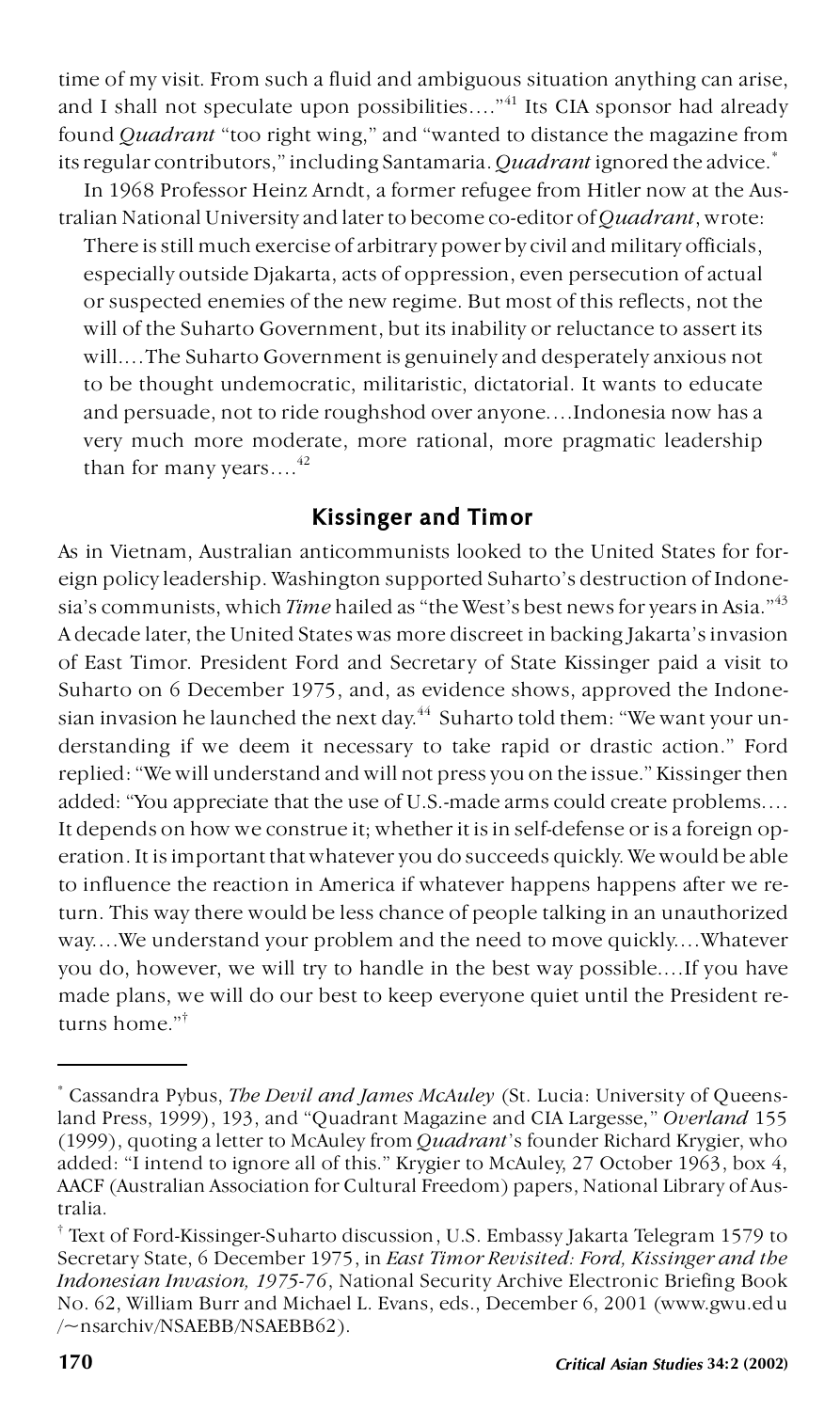time of my visit. From such a fluid and ambiguous situation anything can arise, and I shall not speculate upon possibilities…."[41] Its CIA sponsor had already found *Quadrant* "too right wing," and "wanted to distance the magazine from its regular contributors," including Santamaria. *Quadrant* ignored the advice.*

In 1968 Professor Heinz Arndt, a former refugee from Hitler now at the Australian National University and later to become co-editor of *Quadrant*, wrote:

> There is still much exercise of arbitrary power by civil and military officials, especially outside Djakarta, acts of oppression, even persecution of actual or suspected enemies of the new regime. But most of this reflects, not the will of the Suharto Government, but its inability or reluctance to assert its will….The Suharto Government is genuinely and desperately anxious not to be thought undemocratic, militaristic, dictatorial. It wants to educate and persuade, not to ride roughshod over anyone….Indonesia now has a very much more moderate, more rational, more pragmatic leadership than for many years….[42]

## Kissinger and Timor

As in Vietnam, Australian anticommunists looked to the United States for foreign policy leadership. Washington supported Suharto's destruction of Indonesia's communists, which *Time* hailed as "the West's best news for years in Asia."[43] A decade later, the United States was more discreet in backing Jakarta's invasion of East Timor. President Ford and Secretary of State Kissinger paid a visit to Suharto on 6 December 1975, and, as evidence shows, approved the Indonesian invasion he launched the next day.[44] Suharto told them: "We want your understanding if we deem it necessary to take rapid or drastic action." Ford replied: "We will understand and will not press you on the issue." Kissinger then added: "You appreciate that the use of U.S.-made arms could create problems…. It depends on how we construe it; whether it is in self-defense or is a foreign operation. It is important that whatever you do succeeds quickly. We would be able to influence the reaction in America if whatever happens happens after we return. This way there would be less chance of people talking in an unauthorized way….We understand your problem and the need to move quickly….Whatever you do, however, we will try to handle in the best way possible….If you have made plans, we will do our best to keep everyone quiet until the President returns home."†

---

* Cassandra Pybus, *The Devil and James McAuley* (St. Lucia: University of Queensland Press, 1999), 193, and "Quadrant Magazine and CIA Largesse," *Overland* 155 (1999), quoting a letter to McAuley from *Quadrant*'s founder Richard Krygier, who added: "I intend to ignore all of this." Krygier to McAuley, 27 October 1963, box 4, AACF (Australian Association for Cultural Freedom) papers, National Library of Australia.

† Text of Ford-Kissinger-Suharto discussion, U.S. Embassy Jakarta Telegram 1579 to Secretary State, 6 December 1975, in *East Timor Revisited: Ford, Kissinger and the Indonesian Invasion, 1975-76*, National Security Archive Electronic Briefing Book No. 62, William Burr and Michael L. Evans, eds., December 6, 2001 (www.gwu.edu/~nsarchiv/NSAEBB/NSAEBB62).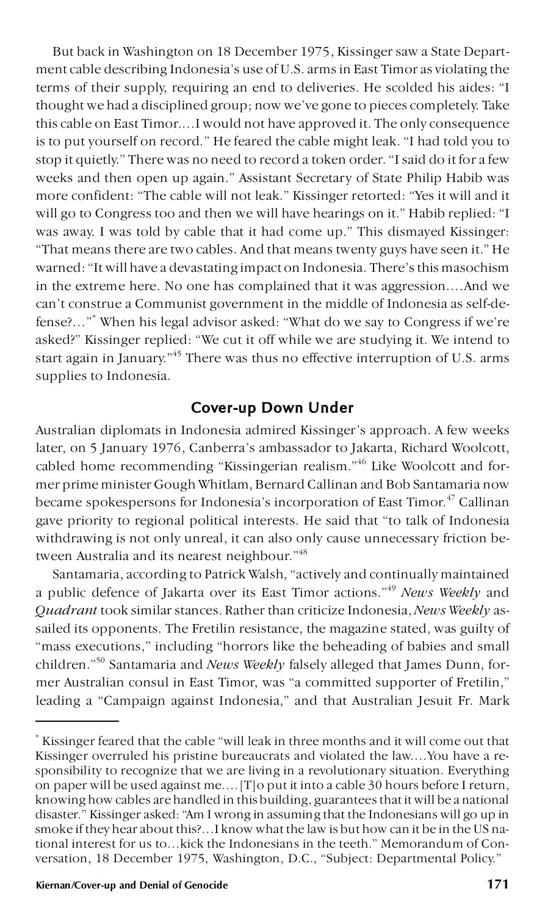But back in Washington on 18 December 1975, Kissinger saw a State Department cable describing Indonesia's use of U.S. arms in East Timor as violating the terms of their supply, requiring an end to deliveries. He scolded his aides: "I thought we had a disciplined group; now we've gone to pieces completely. Take this cable on East Timor....I would not have approved it. The only consequence is to put yourself on record." He feared the cable might leak. "I had told you to stop it quietly." There was no need to record a token order. "I said do it for a few weeks and then open up again." Assistant Secretary of State Philip Habib was more confident: "The cable will not leak." Kissinger retorted: "Yes it will and it will go to Congress too and then we will have hearings on it." Habib replied: "I was away. I was told by cable that it had come up." This dismayed Kissinger: "That means there are two cables. And that means twenty guys have seen it." He warned: "It will have a devastating impact on Indonesia. There's this masochism in the extreme here. No one has complained that it was aggression....And we can't construe a Communist government in the middle of Indonesia as self-defense?..."* When his legal advisor asked: "What do we say to Congress if we're asked?" Kissinger replied: "We cut it off while we are studying it. We intend to start again in January."[45] There was thus no effective interruption of U.S. arms supplies to Indonesia.

## Cover-up Down Under

Australian diplomats in Indonesia admired Kissinger's approach. A few weeks later, on 5 January 1976, Canberra's ambassador to Jakarta, Richard Woolcott, cabled home recommending "Kissingerian realism."[46] Like Woolcott and former prime minister Gough Whitlam, Bernard Callinan and Bob Santamaria now became spokespersons for Indonesia's incorporation of East Timor.[47] Callinan gave priority to regional political interests. He said that "to talk of Indonesia withdrawing is not only unreal, it can also only cause unnecessary friction between Australia and its nearest neighbour."[48]

Santamaria, according to Patrick Walsh, "actively and continually maintained a public defence of Jakarta over its East Timor actions."[49] *News Weekly* and *Quadrant* took similar stances. Rather than criticize Indonesia, *News Weekly* assailed its opponents. The Fretilin resistance, the magazine stated, was guilty of "mass executions," including "horrors like the beheading of babies and small children."[50] Santamaria and *News Weekly* falsely alleged that James Dunn, former Australian consul in East Timor, was "a committed supporter of Fretilin," leading a "Campaign against Indonesia," and that Australian Jesuit Fr. Mark

---

* Kissinger feared that the cable "will leak in three months and it will come out that Kissinger overruled his pristine bureaucrats and violated the law....You have a responsibility to recognize that we are living in a revolutionary situation. Everything on paper will be used against me....[T]o put it into a cable 30 hours before I return, knowing how cables are handled in this building, guarantees that it will be a national disaster." Kissinger asked: "Am I wrong in assuming that the Indonesians will go up in smoke if they hear about this?...I know what the law is but how can it be in the US national interest for us to...kick the Indonesians in the teeth." Memorandum of Conversation, 18 December 1975, Washington, D.C., "Subject: Departmental Policy."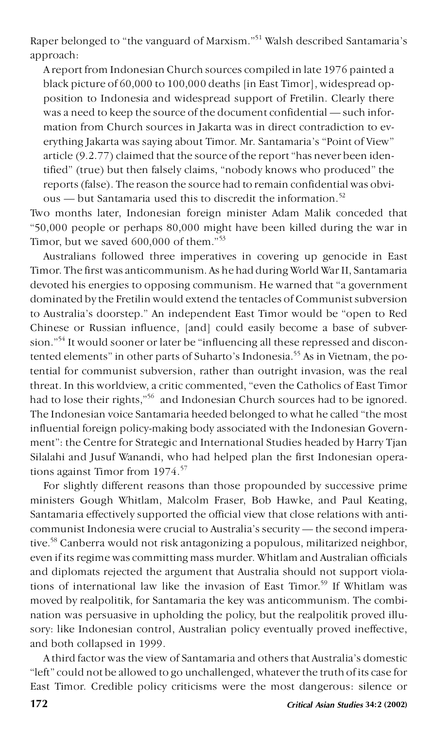Raper belonged to "the vanguard of Marxism."[51] Walsh described Santamaria's approach:

> A report from Indonesian Church sources compiled in late 1976 painted a black picture of 60,000 to 100,000 deaths [in East Timor], widespread opposition to Indonesia and widespread support of Fretilin. Clearly there was a need to keep the source of the document confidential — such information from Church sources in Jakarta was in direct contradiction to everything Jakarta was saying about Timor. Mr. Santamaria's "Point of View" article (9.2.77) claimed that the source of the report "has never been identified" (true) but then falsely claims, "nobody knows who produced" the reports (false). The reason the source had to remain confidential was obvious — but Santamaria used this to discredit the information.[52]

Two months later, Indonesian foreign minister Adam Malik conceded that "50,000 people or perhaps 80,000 might have been killed during the war in Timor, but we saved 600,000 of them."[53]

Australians followed three imperatives in covering up genocide in East Timor. The first was anticommunism. As he had during World War II, Santamaria devoted his energies to opposing communism. He warned that "a government dominated by the Fretilin would extend the tentacles of Communist subversion to Australia's doorstep." An independent East Timor would be "open to Red Chinese or Russian influence, [and] could easily become a base of subversion."[54] It would sooner or later be "influencing all these repressed and discontented elements" in other parts of Suharto's Indonesia.[55] As in Vietnam, the potential for communist subversion, rather than outright invasion, was the real threat. In this worldview, a critic commented, "even the Catholics of East Timor had to lose their rights,"[56] and Indonesian Church sources had to be ignored. The Indonesian voice Santamaria heeded belonged to what he called "the most influential foreign policy-making body associated with the Indonesian Government": the Centre for Strategic and International Studies headed by Harry Tjan Silalahi and Jusuf Wanandi, who had helped plan the first Indonesian operations against Timor from 1974.[57]

For slightly different reasons than those propounded by successive prime ministers Gough Whitlam, Malcolm Fraser, Bob Hawke, and Paul Keating, Santamaria effectively supported the official view that close relations with anticommunist Indonesia were crucial to Australia's security — the second imperative.[58] Canberra would not risk antagonizing a populous, militarized neighbor, even if its regime was committing mass murder. Whitlam and Australian officials and diplomats rejected the argument that Australia should not support violations of international law like the invasion of East Timor.[59] If Whitlam was moved by realpolitik, for Santamaria the key was anticommunism. The combination was persuasive in upholding the policy, but the realpolitik proved illusory: like Indonesian control, Australian policy eventually proved ineffective, and both collapsed in 1999.

A third factor was the view of Santamaria and others that Australia's domestic "left" could not be allowed to go unchallenged, whatever the truth of its case for East Timor. Credible policy criticisms were the most dangerous: silence or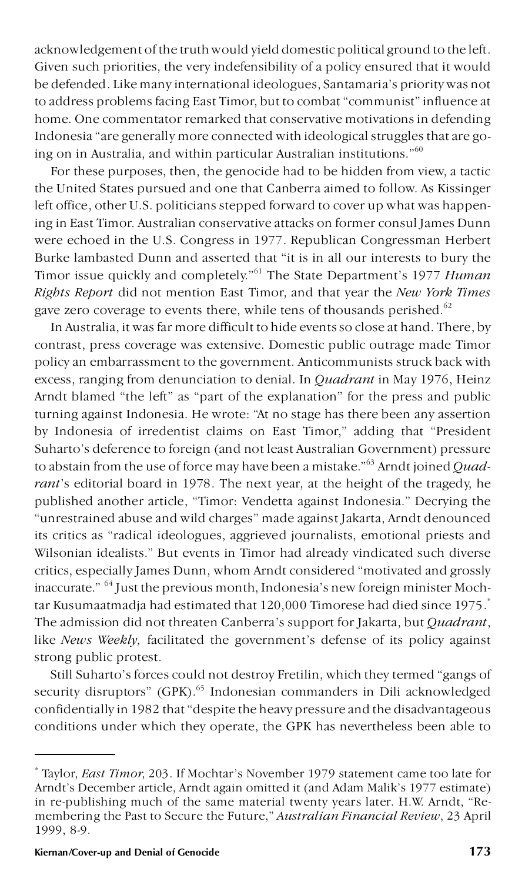acknowledgement of the truth would yield domestic political ground to the left. Given such priorities, the very indefensibility of a policy ensured that it would be defended. Like many international ideologues, Santamaria's priority was not to address problems facing East Timor, but to combat "communist" influence at home. One commentator remarked that conservative motivations in defending Indonesia "are generally more connected with ideological struggles that are going on in Australia, and within particular Australian institutions."[60]

For these purposes, then, the genocide had to be hidden from view, a tactic the United States pursued and one that Canberra aimed to follow. As Kissinger left office, other U.S. politicians stepped forward to cover up what was happening in East Timor. Australian conservative attacks on former consul James Dunn were echoed in the U.S. Congress in 1977. Republican Congressman Herbert Burke lambasted Dunn and asserted that "it is in all our interests to bury the Timor issue quickly and completely."[61] The State Department's 1977 *Human Rights Report* did not mention East Timor, and that year the *New York Times* gave zero coverage to events there, while tens of thousands perished.[62]

In Australia, it was far more difficult to hide events so close at hand. There, by contrast, press coverage was extensive. Domestic public outrage made Timor policy an embarrassment to the government. Anticommunists struck back with excess, ranging from denunciation to denial. In *Quadrant* in May 1976, Heinz Arndt blamed "the left" as "part of the explanation" for the press and public turning against Indonesia. He wrote: "At no stage has there been any assertion by Indonesia of irredentist claims on East Timor," adding that "President Suharto's deference to foreign (and not least Australian Government) pressure to abstain from the use of force may have been a mistake."[63] Arndt joined *Quadrant*'s editorial board in 1978. The next year, at the height of the tragedy, he published another article, "Timor: Vendetta against Indonesia." Decrying the "unrestrained abuse and wild charges" made against Jakarta, Arndt denounced its critics as "radical ideologues, aggrieved journalists, emotional priests and Wilsonian idealists." But events in Timor had already vindicated such diverse critics, especially James Dunn, whom Arndt considered "motivated and grossly inaccurate." [64] Just the previous month, Indonesia's new foreign minister Mochtar Kusumaatmadja had estimated that 120,000 Timorese had died since 1975.* The admission did not threaten Canberra's support for Jakarta, but *Quadrant*, like *News Weekly,* facilitated the government's defense of its policy against strong public protest.

Still Suharto's forces could not destroy Fretilin, which they termed "gangs of security disruptors" (GPK).[65] Indonesian commanders in Dili acknowledged confidentially in 1982 that "despite the heavy pressure and the disadvantageous conditions under which they operate, the GPK has nevertheless been able to

---

* Taylor, *East Timor*, 203. If Mochtar's November 1979 statement came too late for Arndt's December article, Arndt again omitted it (and Adam Malik's 1977 estimate) in re-publishing much of the same material twenty years later. H.W. Arndt, "Remembering the Past to Secure the Future," *Australian Financial Review*, 23 April 1999, 8-9.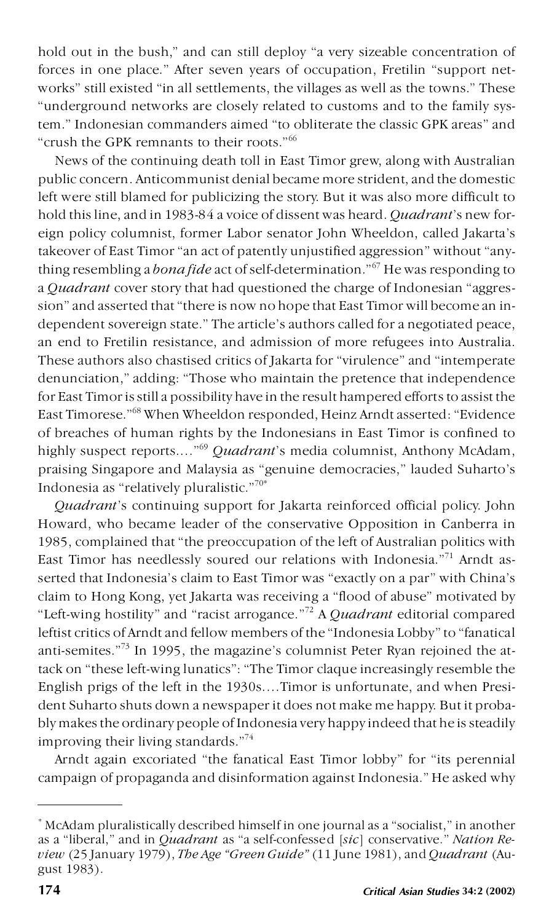hold out in the bush," and can still deploy "a very sizeable concentration of forces in one place." After seven years of occupation, Fretilin "support networks" still existed "in all settlements, the villages as well as the towns." These "underground networks are closely related to customs and to the family system." Indonesian commanders aimed "to obliterate the classic GPK areas" and "crush the GPK remnants to their roots."[66]

News of the continuing death toll in East Timor grew, along with Australian public concern. Anticommunist denial became more strident, and the domestic left were still blamed for publicizing the story. But it was also more difficult to hold this line, and in 1983-84 a voice of dissent was heard. *Quadrant*'s new foreign policy columnist, former Labor senator John Wheeldon, called Jakarta's takeover of East Timor "an act of patently unjustified aggression" without "anything resembling a *bona fide* act of self-determination."[67] He was responding to a *Quadrant* cover story that had questioned the charge of Indonesian "aggression" and asserted that "there is now no hope that East Timor will become an independent sovereign state." The article's authors called for a negotiated peace, an end to Fretilin resistance, and admission of more refugees into Australia. These authors also chastised critics of Jakarta for "virulence" and "intemperate denunciation," adding: "Those who maintain the pretence that independence for East Timor is still a possibility have in the result hampered efforts to assist the East Timorese."[68] When Wheeldon responded, Heinz Arndt asserted: "Evidence of breaches of human rights by the Indonesians in East Timor is confined to highly suspect reports...."[69] *Quadrant*'s media columnist, Anthony McAdam, praising Singapore and Malaysia as "genuine democracies," lauded Suharto's Indonesia as "relatively pluralistic."[70*]

*Quadrant*'s continuing support for Jakarta reinforced official policy. John Howard, who became leader of the conservative Opposition in Canberra in 1985, complained that "the preoccupation of the left of Australian politics with East Timor has needlessly soured our relations with Indonesia."[71] Arndt asserted that Indonesia's claim to East Timor was "exactly on a par" with China's claim to Hong Kong, yet Jakarta was receiving a "flood of abuse" motivated by "Left-wing hostility" and "racist arrogance."[72] A *Quadrant* editorial compared leftist critics of Arndt and fellow members of the "Indonesia Lobby" to "fanatical anti-semites."[73] In 1995, the magazine's columnist Peter Ryan rejoined the attack on "these left-wing lunatics": "The Timor claque increasingly resemble the English prigs of the left in the 1930s....Timor is unfortunate, and when President Suharto shuts down a newspaper it does not make me happy. But it probably makes the ordinary people of Indonesia very happy indeed that he is steadily improving their living standards."[74]

Arndt again excoriated "the fanatical East Timor lobby" for "its perennial campaign of propaganda and disinformation against Indonesia." He asked why

---

* McAdam pluralistically described himself in one journal as a "socialist," in another as a "liberal," and in *Quadrant* as "a self-confessed [*sic*] conservative." *Nation Review* (25 January 1979), *The Age "Green Guide"* (11 June 1981), and *Quadrant* (August 1983).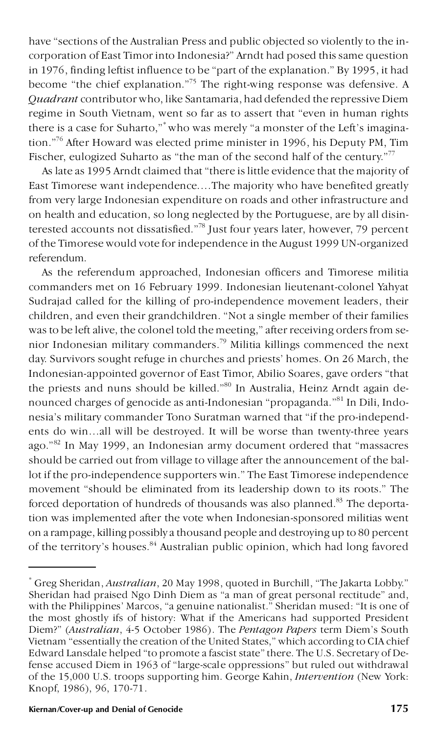have "sections of the Australian Press and public objected so violently to the incorporation of East Timor into Indonesia?" Arndt had posed this same question in 1976, finding leftist influence to be "part of the explanation." By 1995, it had become "the chief explanation."[75] The right-wing response was defensive. A *Quadrant* contributor who, like Santamaria, had defended the repressive Diem regime in South Vietnam, went so far as to assert that "even in human rights there is a case for Suharto,"[*] who was merely "a monster of the Left's imagination."[76] After Howard was elected prime minister in 1996, his Deputy PM, Tim Fischer, eulogized Suharto as "the man of the second half of the century."[77]

As late as 1995 Arndt claimed that "there is little evidence that the majority of East Timorese want independence....The majority who have benefited greatly from very large Indonesian expenditure on roads and other infrastructure and on health and education, so long neglected by the Portuguese, are by all disinterested accounts not dissatisfied."[78] Just four years later, however, 79 percent of the Timorese would vote for independence in the August 1999 UN-organized referendum.

As the referendum approached, Indonesian officers and Timorese militia commanders met on 16 February 1999. Indonesian lieutenant-colonel Yahyat Sudrajad called for the killing of pro-independence movement leaders, their children, and even their grandchildren. "Not a single member of their families was to be left alive, the colonel told the meeting," after receiving orders from senior Indonesian military commanders.[79] Militia killings commenced the next day. Survivors sought refuge in churches and priests' homes. On 26 March, the Indonesian-appointed governor of East Timor, Abilio Soares, gave orders "that the priests and nuns should be killed."[80] In Australia, Heinz Arndt again denounced charges of genocide as anti-Indonesian "propaganda."[81] In Dili, Indonesia's military commander Tono Suratman warned that "if the pro-independents do win...all will be destroyed. It will be worse than twenty-three years ago."[82] In May 1999, an Indonesian army document ordered that "massacres should be carried out from village to village after the announcement of the ballot if the pro-independence supporters win." The East Timorese independence movement "should be eliminated from its leadership down to its roots." The forced deportation of hundreds of thousands was also planned.[83] The deportation was implemented after the vote when Indonesian-sponsored militias went on a rampage, killing possibly a thousand people and destroying up to 80 percent of the territory's houses.[84] Australian public opinion, which had long favored

---

[*] Greg Sheridan, *Australian*, 20 May 1998, quoted in Burchill, "The Jakarta Lobby." Sheridan had praised Ngo Dinh Diem as "a man of great personal rectitude" and, with the Philippines' Marcos, "a genuine nationalist." Sheridan mused: "It is one of the most ghostly ifs of history: What if the Americans had supported President Diem?" (*Australian*, 4-5 October 1986). The *Pentagon Papers* term Diem's South Vietnam "essentially the creation of the United States," which according to CIA chief Edward Lansdale helped "to promote a fascist state" there. The U.S. Secretary of Defense accused Diem in 1963 of "large-scale oppressions" but ruled out withdrawal of the 15,000 U.S. troops supporting him. George Kahin, *Intervention* (New York: Knopf, 1986), 96, 170-71.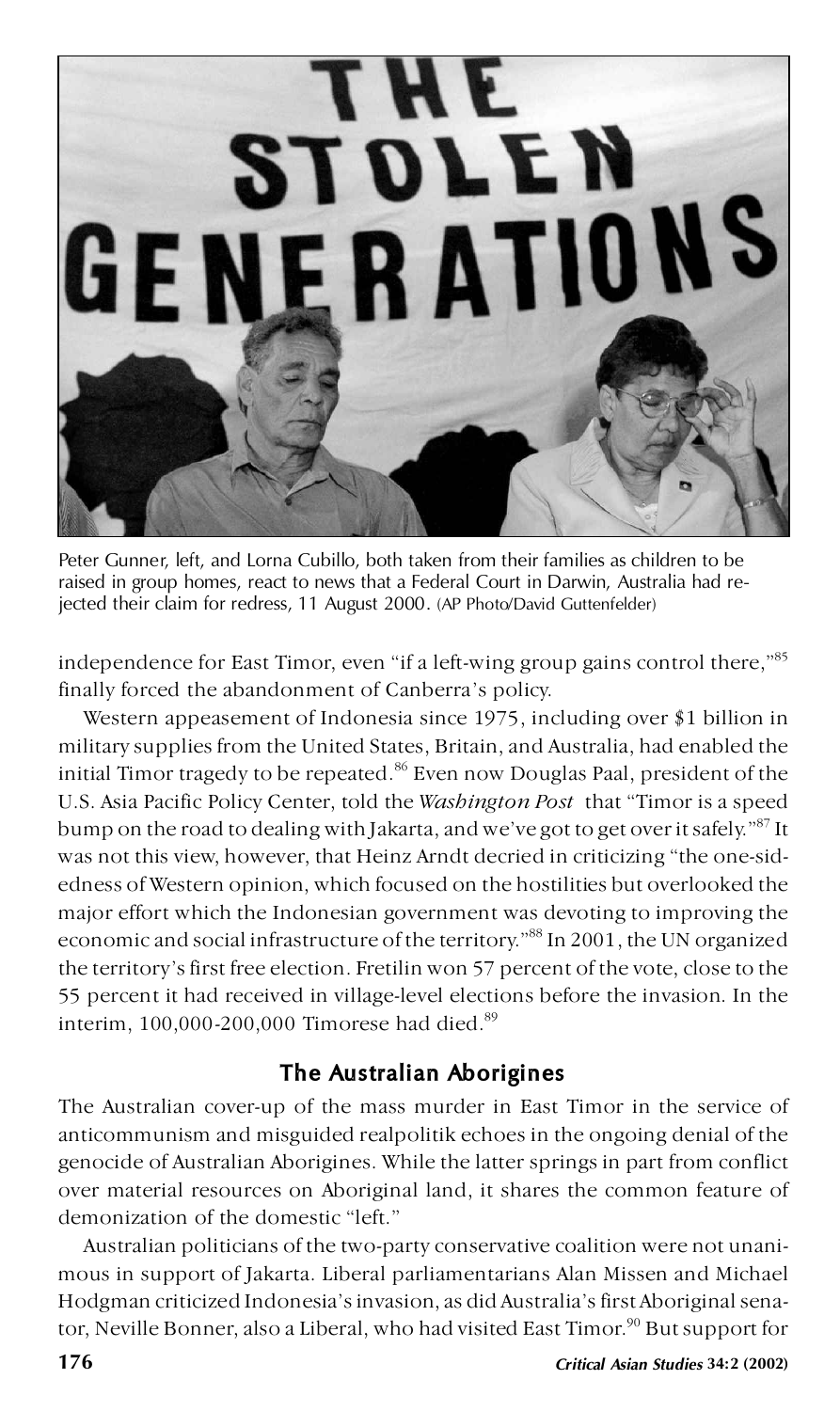Peter Gunner, left, and Lorna Cubillo, both taken from their families as children to be raised in group homes, react to news that a Federal Court in Darwin, Australia had rejected their claim for redress, 11 August 2000. (AP Photo/David Guttenfelder)

independence for East Timor, even "if a left-wing group gains control there,"[85] finally forced the abandonment of Canberra's policy.

Western appeasement of Indonesia since 1975, including over $1 billion in military supplies from the United States, Britain, and Australia, had enabled the initial Timor tragedy to be repeated.[86] Even now Douglas Paal, president of the U.S. Asia Pacific Policy Center, told the *Washington Post* that "Timor is a speed bump on the road to dealing with Jakarta, and we've got to get over it safely."[87] It was not this view, however, that Heinz Arndt decried in criticizing "the one-sidedness of Western opinion, which focused on the hostilities but overlooked the major effort which the Indonesian government was devoting to improving the economic and social infrastructure of the territory."[88] In 2001, the UN organized the territory's first free election. Fretilin won 57 percent of the vote, close to the 55 percent it had received in village-level elections before the invasion. In the interim, 100,000-200,000 Timorese had died.[89]

## The Australian Aborigines

The Australian cover-up of the mass murder in East Timor in the service of anticommunism and misguided realpolitik echoes in the ongoing denial of the genocide of Australian Aborigines. While the latter springs in part from conflict over material resources on Aboriginal land, it shares the common feature of demonization of the domestic "left."

Australian politicians of the two-party conservative coalition were not unanimous in support of Jakarta. Liberal parliamentarians Alan Missen and Michael Hodgman criticized Indonesia's invasion, as did Australia's first Aboriginal senator, Neville Bonner, also a Liberal, who had visited East Timor.[90] But support for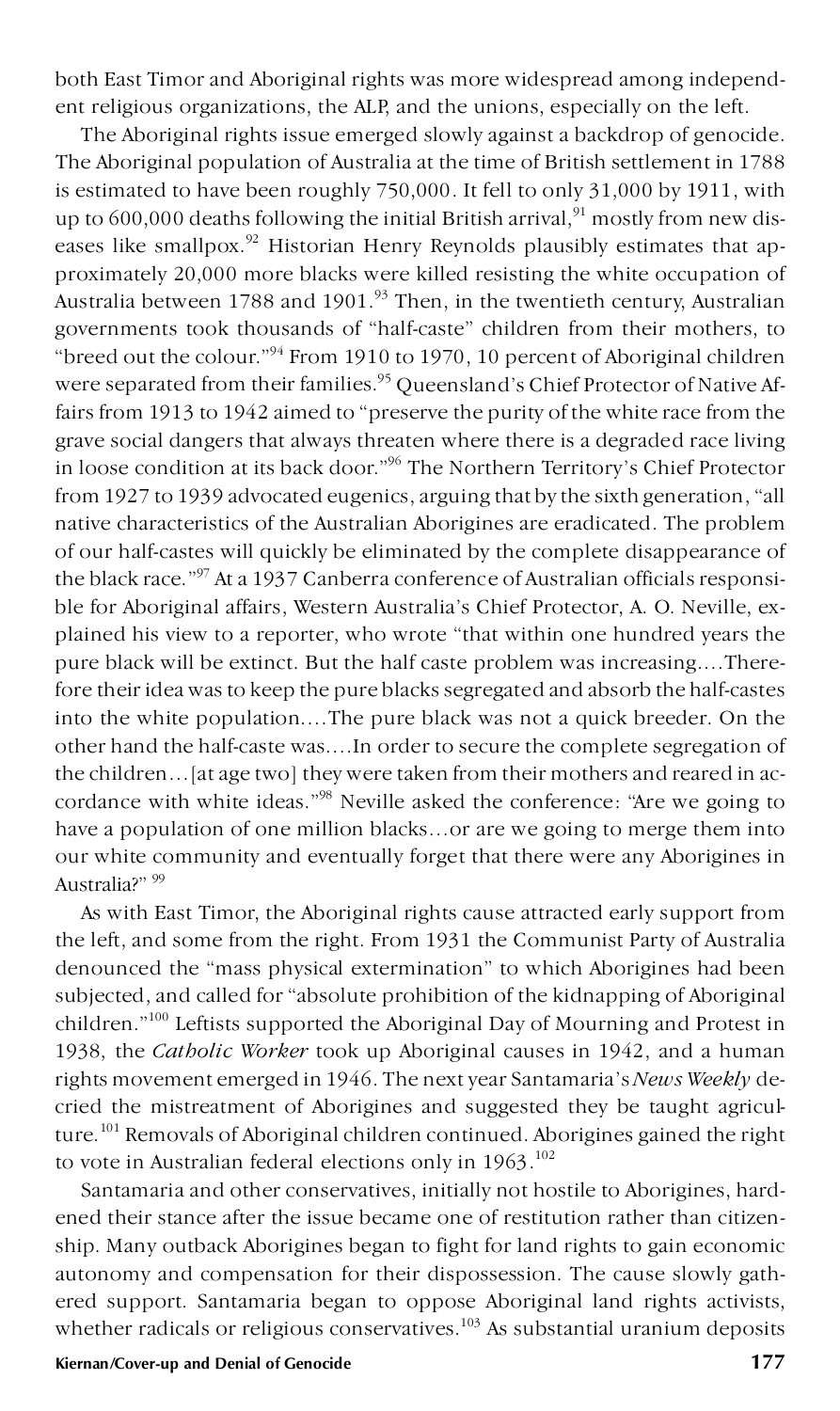both East Timor and Aboriginal rights was more widespread among independent religious organizations, the ALP, and the unions, especially on the left.

The Aboriginal rights issue emerged slowly against a backdrop of genocide. The Aboriginal population of Australia at the time of British settlement in 1788 is estimated to have been roughly 750,000. It fell to only 31,000 by 1911, with up to 600,000 deaths following the initial British arrival,[91] mostly from new diseases like smallpox.[92] Historian Henry Reynolds plausibly estimates that approximately 20,000 more blacks were killed resisting the white occupation of Australia between 1788 and 1901.[93] Then, in the twentieth century, Australian governments took thousands of "half-caste" children from their mothers, to "breed out the colour."[94] From 1910 to 1970, 10 percent of Aboriginal children were separated from their families.[95] Queensland's Chief Protector of Native Affairs from 1913 to 1942 aimed to "preserve the purity of the white race from the grave social dangers that always threaten where there is a degraded race living in loose condition at its back door."[96] The Northern Territory's Chief Protector from 1927 to 1939 advocated eugenics, arguing that by the sixth generation, "all native characteristics of the Australian Aborigines are eradicated. The problem of our half-castes will quickly be eliminated by the complete disappearance of the black race."[97] At a 1937 Canberra conference of Australian officials responsible for Aboriginal affairs, Western Australia's Chief Protector, A. O. Neville, explained his view to a reporter, who wrote "that within one hundred years the pure black will be extinct. But the half caste problem was increasing.…Therefore their idea was to keep the pure blacks segregated and absorb the half-castes into the white population.…The pure black was not a quick breeder. On the other hand the half-caste was.…In order to secure the complete segregation of the children…[at age two] they were taken from their mothers and reared in accordance with white ideas."[98] Neville asked the conference: "Are we going to have a population of one million blacks…or are we going to merge them into our white community and eventually forget that there were any Aborigines in Australia?"[99]

As with East Timor, the Aboriginal rights cause attracted early support from the left, and some from the right. From 1931 the Communist Party of Australia denounced the "mass physical extermination" to which Aborigines had been subjected, and called for "absolute prohibition of the kidnapping of Aboriginal children."[100] Leftists supported the Aboriginal Day of Mourning and Protest in 1938, the *Catholic Worker* took up Aboriginal causes in 1942, and a human rights movement emerged in 1946. The next year Santamaria's *News Weekly* decried the mistreatment of Aborigines and suggested they be taught agriculture.[101] Removals of Aboriginal children continued. Aborigines gained the right to vote in Australian federal elections only in 1963.[102]

Santamaria and other conservatives, initially not hostile to Aborigines, hardened their stance after the issue became one of restitution rather than citizenship. Many outback Aborigines began to fight for land rights to gain economic autonomy and compensation for their dispossession. The cause slowly gathered support. Santamaria began to oppose Aboriginal land rights activists, whether radicals or religious conservatives.[103] As substantial uranium deposits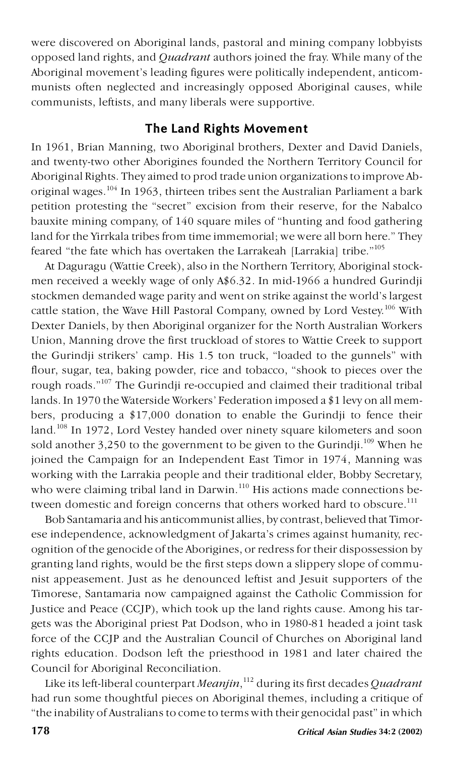were discovered on Aboriginal lands, pastoral and mining company lobbyists opposed land rights, and *Quadrant* authors joined the fray. While many of the Aboriginal movement's leading figures were politically independent, anticommunists often neglected and increasingly opposed Aboriginal causes, while communists, leftists, and many liberals were supportive.

## The Land Rights Movement

In 1961, Brian Manning, two Aboriginal brothers, Dexter and David Daniels, and twenty-two other Aborigines founded the Northern Territory Council for Aboriginal Rights. They aimed to prod trade union organizations to improve Aboriginal wages.[104] In 1963, thirteen tribes sent the Australian Parliament a bark petition protesting the "secret" excision from their reserve, for the Nabalco bauxite mining company, of 140 square miles of "hunting and food gathering land for the Yirrkala tribes from time immemorial; we were all born here." They feared "the fate which has overtaken the Larrakeah [Larrakia] tribe."[105]

At Daguragu (Wattie Creek), also in the Northern Territory, Aboriginal stockmen received a weekly wage of only A$6.32. In mid-1966 a hundred Gurindji stockmen demanded wage parity and went on strike against the world's largest cattle station, the Wave Hill Pastoral Company, owned by Lord Vestey.[106] With Dexter Daniels, by then Aboriginal organizer for the North Australian Workers Union, Manning drove the first truckload of stores to Wattie Creek to support the Gurindji strikers' camp. His 1.5 ton truck, "loaded to the gunnels" with flour, sugar, tea, baking powder, rice and tobacco, "shook to pieces over the rough roads."[107] The Gurindji re-occupied and claimed their traditional tribal lands. In 1970 the Waterside Workers' Federation imposed a $1 levy on all members, producing a $17,000 donation to enable the Gurindji to fence their land.[108] In 1972, Lord Vestey handed over ninety square kilometers and soon sold another 3,250 to the government to be given to the Gurindji.[109] When he joined the Campaign for an Independent East Timor in 1974, Manning was working with the Larrakia people and their traditional elder, Bobby Secretary, who were claiming tribal land in Darwin.[110] His actions made connections between domestic and foreign concerns that others worked hard to obscure.[111]

Bob Santamaria and his anticommunist allies, by contrast, believed that Timorese independence, acknowledgment of Jakarta's crimes against humanity, recognition of the genocide of the Aborigines, or redress for their dispossession by granting land rights, would be the first steps down a slippery slope of communist appeasement. Just as he denounced leftist and Jesuit supporters of the Timorese, Santamaria now campaigned against the Catholic Commission for Justice and Peace (CCJP), which took up the land rights cause. Among his targets was the Aboriginal priest Pat Dodson, who in 1980-81 headed a joint task force of the CCJP and the Australian Council of Churches on Aboriginal land rights education. Dodson left the priesthood in 1981 and later chaired the Council for Aboriginal Reconciliation.

Like its left-liberal counterpart *Meanjin*,[112] during its first decades *Quadrant* had run some thoughtful pieces on Aboriginal themes, including a critique of "the inability of Australians to come to terms with their genocidal past" in which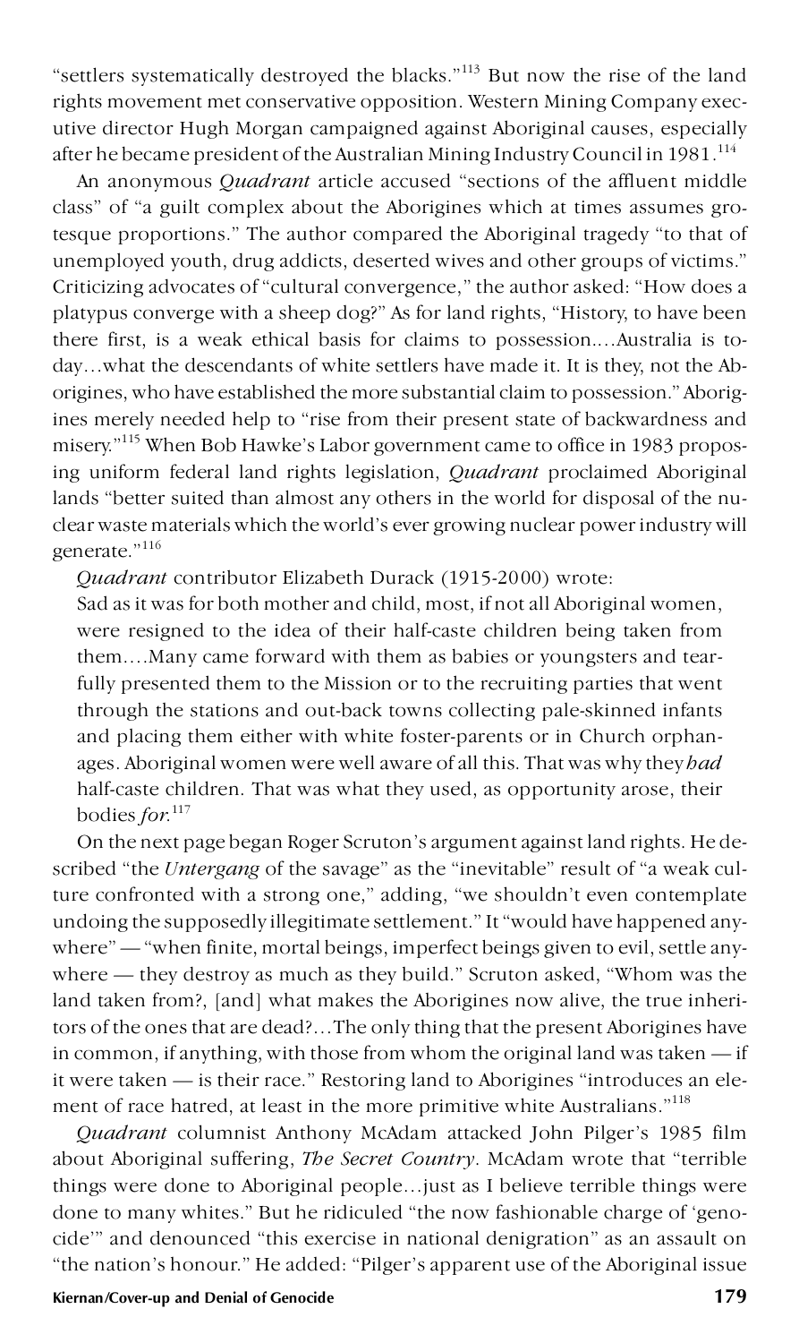"settlers systematically destroyed the blacks."[113] But now the rise of the land rights movement met conservative opposition. Western Mining Company executive director Hugh Morgan campaigned against Aboriginal causes, especially after he became president of the Australian Mining Industry Council in 1981.[114]

An anonymous *Quadrant* article accused "sections of the affluent middle class" of "a guilt complex about the Aborigines which at times assumes grotesque proportions." The author compared the Aboriginal tragedy "to that of unemployed youth, drug addicts, deserted wives and other groups of victims." Criticizing advocates of "cultural convergence," the author asked: "How does a platypus converge with a sheep dog?" As for land rights, "History, to have been there first, is a weak ethical basis for claims to possession.…Australia is today…what the descendants of white settlers have made it. It is they, not the Aborigines, who have established the more substantial claim to possession." Aborigines merely needed help to "rise from their present state of backwardness and misery."[115] When Bob Hawke's Labor government came to office in 1983 proposing uniform federal land rights legislation, *Quadrant* proclaimed Aboriginal lands "better suited than almost any others in the world for disposal of the nuclear waste materials which the world's ever growing nuclear power industry will generate."[116]

*Quadrant* contributor Elizabeth Durack (1915-2000) wrote:

> Sad as it was for both mother and child, most, if not all Aboriginal women, were resigned to the idea of their half-caste children being taken from them.…Many came forward with them as babies or youngsters and tearfully presented them to the Mission or to the recruiting parties that went through the stations and out-back towns collecting pale-skinned infants and placing them either with white foster-parents or in Church orphanages. Aboriginal women were well aware of all this. That was why they *had* half-caste children. That was what they used, as opportunity arose, their bodies *for*.[117]

On the next page began Roger Scruton's argument against land rights. He described "the *Untergang* of the savage" as the "inevitable" result of "a weak culture confronted with a strong one," adding, "we shouldn't even contemplate undoing the supposedly illegitimate settlement." It "would have happened anywhere" — "when finite, mortal beings, imperfect beings given to evil, settle anywhere — they destroy as much as they build." Scruton asked, "Whom was the land taken from?, [and] what makes the Aborigines now alive, the true inheritors of the ones that are dead?…The only thing that the present Aborigines have in common, if anything, with those from whom the original land was taken — if it were taken — is their race." Restoring land to Aborigines "introduces an element of race hatred, at least in the more primitive white Australians."[118]

*Quadrant* columnist Anthony McAdam attacked John Pilger's 1985 film about Aboriginal suffering, *The Secret Country*. McAdam wrote that "terrible things were done to Aboriginal people…just as I believe terrible things were done to many whites." But he ridiculed "the now fashionable charge of 'genocide'" and denounced "this exercise in national denigration" as an assault on "the nation's honour." He added: "Pilger's apparent use of the Aboriginal issue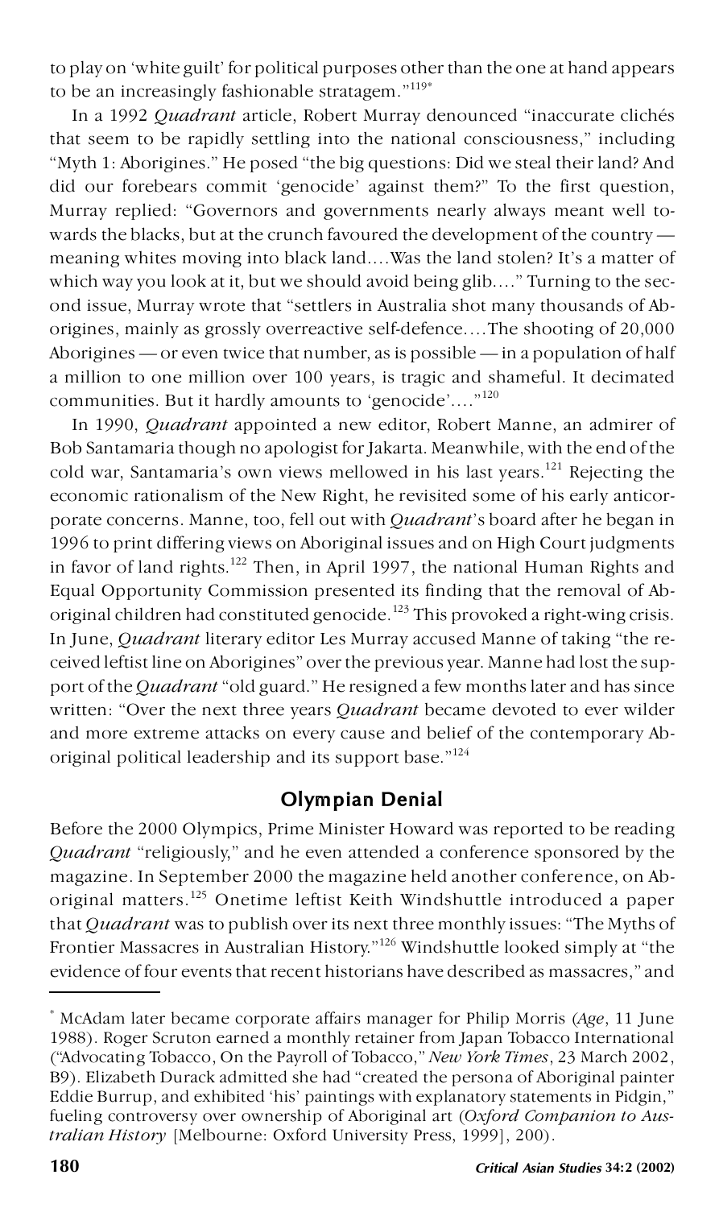to play on 'white guilt' for political purposes other than the one at hand appears to be an increasingly fashionable stratagem."[119*]

In a 1992 *Quadrant* article, Robert Murray denounced "inaccurate clichés that seem to be rapidly settling into the national consciousness," including "Myth 1: Aborigines." He posed "the big questions: Did we steal their land? And did our forebears commit 'genocide' against them?" To the first question, Murray replied: "Governors and governments nearly always meant well towards the blacks, but at the crunch favoured the development of the country — meaning whites moving into black land....Was the land stolen? It's a matter of which way you look at it, but we should avoid being glib...." Turning to the second issue, Murray wrote that "settlers in Australia shot many thousands of Aborigines, mainly as grossly overreactive self-defence....The shooting of 20,000 Aborigines — or even twice that number, as is possible — in a population of half a million to one million over 100 years, is tragic and shameful. It decimated communities. But it hardly amounts to 'genocide'...."[120]

In 1990, *Quadrant* appointed a new editor, Robert Manne, an admirer of Bob Santamaria though no apologist for Jakarta. Meanwhile, with the end of the cold war, Santamaria's own views mellowed in his last years.[121] Rejecting the economic rationalism of the New Right, he revisited some of his early anticorporate concerns. Manne, too, fell out with *Quadrant*'s board after he began in 1996 to print differing views on Aboriginal issues and on High Court judgments in favor of land rights.[122] Then, in April 1997, the national Human Rights and Equal Opportunity Commission presented its finding that the removal of Aboriginal children had constituted genocide.[123] This provoked a right-wing crisis. In June, *Quadrant* literary editor Les Murray accused Manne of taking "the received leftist line on Aborigines" over the previous year. Manne had lost the support of the *Quadrant* "old guard." He resigned a few months later and has since written: "Over the next three years *Quadrant* became devoted to ever wilder and more extreme attacks on every cause and belief of the contemporary Aboriginal political leadership and its support base."[124]

## Olympian Denial

Before the 2000 Olympics, Prime Minister Howard was reported to be reading *Quadrant* "religiously," and he even attended a conference sponsored by the magazine. In September 2000 the magazine held another conference, on Aboriginal matters.[125] Onetime leftist Keith Windshuttle introduced a paper that *Quadrant* was to publish over its next three monthly issues: "The Myths of Frontier Massacres in Australian History."[126] Windshuttle looked simply at "the evidence of four events that recent historians have described as massacres," and

---

* McAdam later became corporate affairs manager for Philip Morris (*Age*, 11 June 1988). Roger Scruton earned a monthly retainer from Japan Tobacco International ("Advocating Tobacco, On the Payroll of Tobacco," *New York Times*, 23 March 2002, B9). Elizabeth Durack admitted she had "created the persona of Aboriginal painter Eddie Burrup, and exhibited 'his' paintings with explanatory statements in Pidgin," fueling controversy over ownership of Aboriginal art (*Oxford Companion to Australian History* [Melbourne: Oxford University Press, 1999], 200).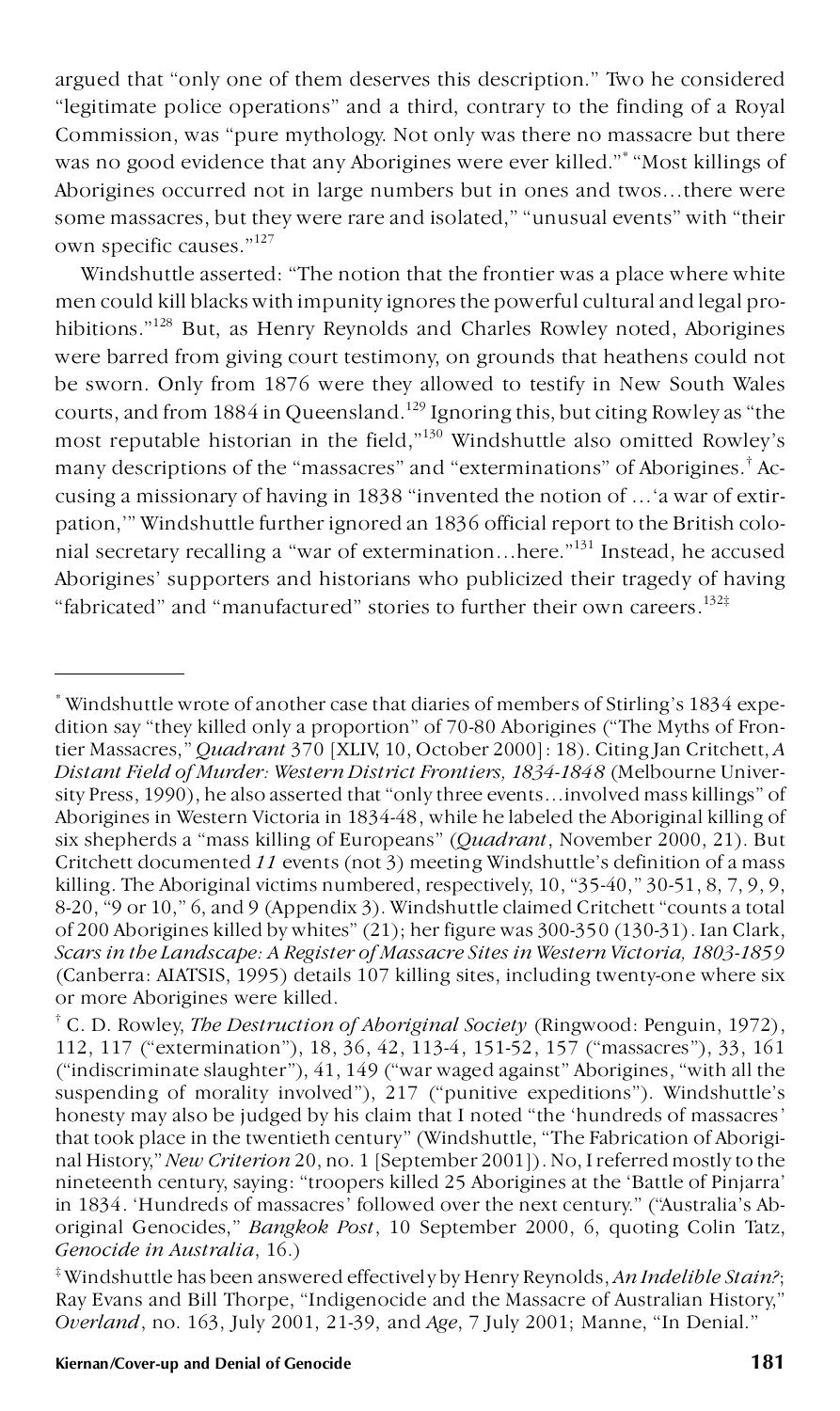argued that "only one of them deserves this description." Two he considered "legitimate police operations" and a third, contrary to the finding of a Royal Commission, was "pure mythology. Not only was there no massacre but there was no good evidence that any Aborigines were ever killed."* "Most killings of Aborigines occurred not in large numbers but in ones and twos...there were some massacres, but they were rare and isolated," "unusual events" with "their own specific causes."[127]

Windshuttle asserted: "The notion that the frontier was a place where white men could kill blacks with impunity ignores the powerful cultural and legal prohibitions."[128] But, as Henry Reynolds and Charles Rowley noted, Aborigines were barred from giving court testimony, on grounds that heathens could not be sworn. Only from 1876 were they allowed to testify in New South Wales courts, and from 1884 in Queensland.[129] Ignoring this, but citing Rowley as "the most reputable historian in the field,"[130] Windshuttle also omitted Rowley's many descriptions of the "massacres" and "exterminations" of Aborigines.† Accusing a missionary of having in 1838 "invented the notion of ...'a war of extirpation,'" Windshuttle further ignored an 1836 official report to the British colonial secretary recalling a "war of extermination...here."[131] Instead, he accused Aborigines' supporters and historians who publicized their tragedy of having "fabricated" and "manufactured" stories to further their own careers.[132‡]

---

\* Windshuttle wrote of another case that diaries of members of Stirling's 1834 expedition say "they killed only a proportion" of 70-80 Aborigines ("The Myths of Frontier Massacres," *Quadrant* 370 [XLIV, 10, October 2000]: 18). Citing Jan Critchett, *A Distant Field of Murder: Western District Frontiers, 1834-1848* (Melbourne University Press, 1990), he also asserted that "only three events...involved mass killings" of Aborigines in Western Victoria in 1834-48, while he labeled the Aboriginal killing of six shepherds a "mass killing of Europeans" (*Quadrant*, November 2000, 21). But Critchett documented *11* events (not 3) meeting Windshuttle's definition of a mass killing. The Aboriginal victims numbered, respectively, 10, "35-40," 30-51, 8, 7, 9, 9, 8-20, "9 or 10," 6, and 9 (Appendix 3). Windshuttle claimed Critchett "counts a total of 200 Aborigines killed by whites" (21); her figure was 300-350 (130-31). Ian Clark, *Scars in the Landscape: A Register of Massacre Sites in Western Victoria, 1803-1859* (Canberra: AIATSIS, 1995) details 107 killing sites, including twenty-one where six or more Aborigines were killed.

† C. D. Rowley, *The Destruction of Aboriginal Society* (Ringwood: Penguin, 1972), 112, 117 ("extermination"), 18, 36, 42, 113-4, 151-52, 157 ("massacres"), 33, 161 ("indiscriminate slaughter"), 41, 149 ("war waged against" Aborigines, "with all the suspending of morality involved"), 217 ("punitive expeditions"). Windshuttle's honesty may also be judged by his claim that I noted "the 'hundreds of massacres' that took place in the twentieth century" (Windshuttle, "The Fabrication of Aboriginal History," *New Criterion* 20, no. 1 [September 2001]). No, I referred mostly to the nineteenth century, saying: "troopers killed 25 Aborigines at the 'Battle of Pinjarra' in 1834. 'Hundreds of massacres' followed over the next century." ("Australia's Aboriginal Genocides," *Bangkok Post*, 10 September 2000, 6, quoting Colin Tatz, *Genocide in Australia*, 16.)

‡ Windshuttle has been answered effectively by Henry Reynolds, *An Indelible Stain?*; Ray Evans and Bill Thorpe, "Indigenocide and the Massacre of Australian History," *Overland*, no. 163, July 2001, 21-39, and *Age*, 7 July 2001; Manne, "In Denial."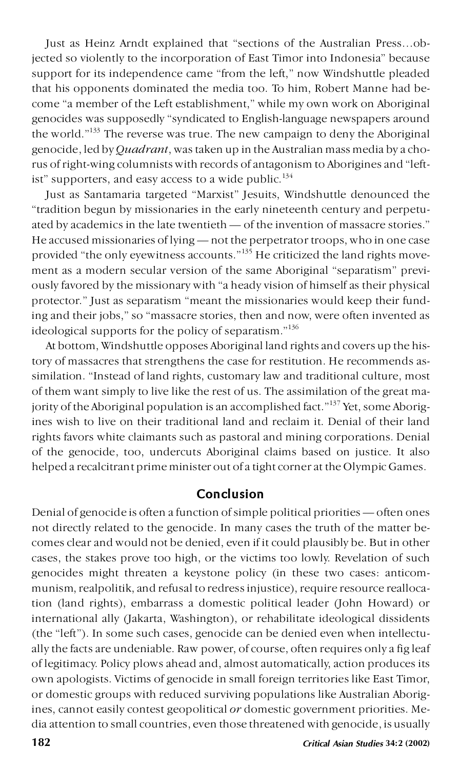Just as Heinz Arndt explained that "sections of the Australian Press…objected so violently to the incorporation of East Timor into Indonesia" because support for its independence came "from the left," now Windshuttle pleaded that his opponents dominated the media too. To him, Robert Manne had become "a member of the Left establishment," while my own work on Aboriginal genocides was supposedly "syndicated to English-language newspapers around the world."[133] The reverse was true. The new campaign to deny the Aboriginal genocide, led by *Quadrant*, was taken up in the Australian mass media by a chorus of right-wing columnists with records of antagonism to Aborigines and "leftist" supporters, and easy access to a wide public.[134]

Just as Santamaria targeted "Marxist" Jesuits, Windshuttle denounced the "tradition begun by missionaries in the early nineteenth century and perpetuated by academics in the late twentieth — of the invention of massacre stories." He accused missionaries of lying — not the perpetrator troops, who in one case provided "the only eyewitness accounts."[135] He criticized the land rights movement as a modern secular version of the same Aboriginal "separatism" previously favored by the missionary with "a heady vision of himself as their physical protector." Just as separatism "meant the missionaries would keep their funding and their jobs," so "massacre stories, then and now, were often invented as ideological supports for the policy of separatism."[136]

At bottom, Windshuttle opposes Aboriginal land rights and covers up the history of massacres that strengthens the case for restitution. He recommends assimilation. "Instead of land rights, customary law and traditional culture, most of them want simply to live like the rest of us. The assimilation of the great majority of the Aboriginal population is an accomplished fact."[137] Yet, some Aborigines wish to live on their traditional land and reclaim it. Denial of their land rights favors white claimants such as pastoral and mining corporations. Denial of the genocide, too, undercuts Aboriginal claims based on justice. It also helped a recalcitrant prime minister out of a tight corner at the Olympic Games.

## Conclusion

Denial of genocide is often a function of simple political priorities — often ones not directly related to the genocide. In many cases the truth of the matter becomes clear and would not be denied, even if it could plausibly be. But in other cases, the stakes prove too high, or the victims too lowly. Revelation of such genocides might threaten a keystone policy (in these two cases: anticommunism, realpolitik, and refusal to redress injustice), require resource reallocation (land rights), embarrass a domestic political leader (John Howard) or international ally (Jakarta, Washington), or rehabilitate ideological dissidents (the "left"). In some such cases, genocide can be denied even when intellectually the facts are undeniable. Raw power, of course, often requires only a fig leaf of legitimacy. Policy plows ahead and, almost automatically, action produces its own apologists. Victims of genocide in small foreign territories like East Timor, or domestic groups with reduced surviving populations like Australian Aborigines, cannot easily contest geopolitical *or* domestic government priorities. Media attention to small countries, even those threatened with genocide, is usually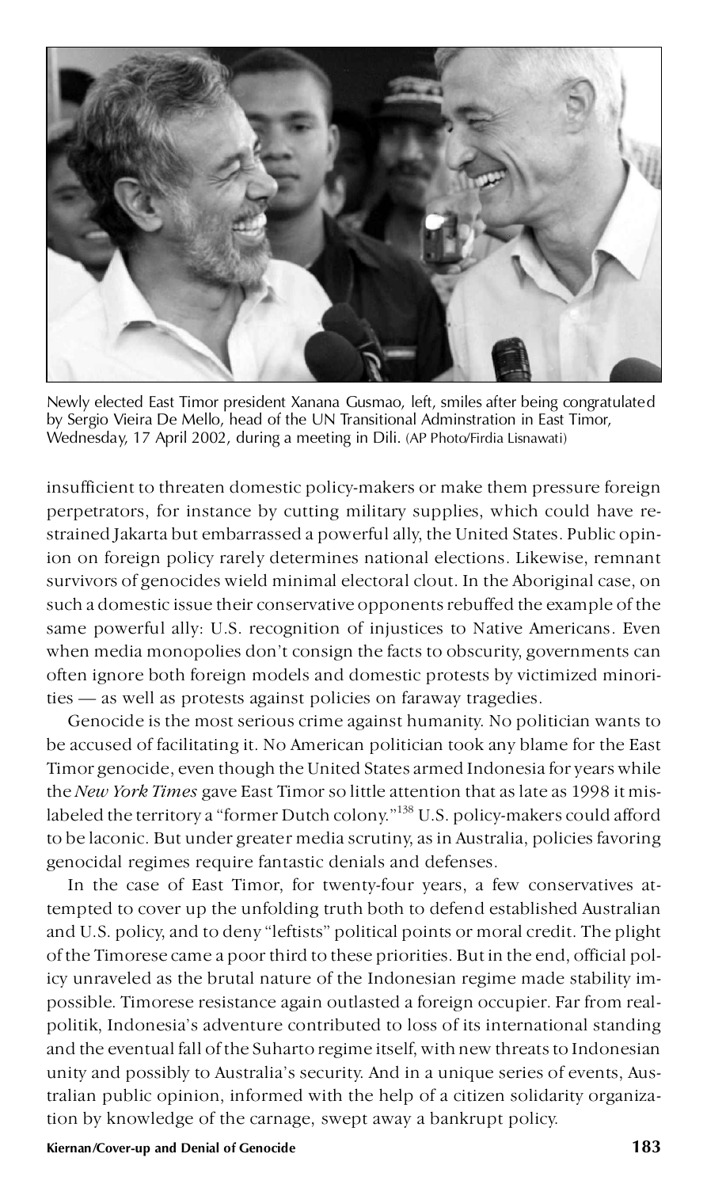Newly elected East Timor president Xanana Gusmao, left, smiles after being congratulated by Sergio Vieira De Mello, head of the UN Transitional Adminstration in East Timor, Wednesday, 17 April 2002, during a meeting in Dili. (AP Photo/Firdia Lisnawati)

insufficient to threaten domestic policy-makers or make them pressure foreign perpetrators, for instance by cutting military supplies, which could have restrained Jakarta but embarrassed a powerful ally, the United States. Public opinion on foreign policy rarely determines national elections. Likewise, remnant survivors of genocides wield minimal electoral clout. In the Aboriginal case, on such a domestic issue their conservative opponents rebuffed the example of the same powerful ally: U.S. recognition of injustices to Native Americans. Even when media monopolies don't consign the facts to obscurity, governments can often ignore both foreign models and domestic protests by victimized minorities — as well as protests against policies on faraway tragedies.

Genocide is the most serious crime against humanity. No politician wants to be accused of facilitating it. No American politician took any blame for the East Timor genocide, even though the United States armed Indonesia for years while the *New York Times* gave East Timor so little attention that as late as 1998 it mislabeled the territory a "former Dutch colony."[138] U.S. policy-makers could afford to be laconic. But under greater media scrutiny, as in Australia, policies favoring genocidal regimes require fantastic denials and defenses.

In the case of East Timor, for twenty-four years, a few conservatives attempted to cover up the unfolding truth both to defend established Australian and U.S. policy, and to deny "leftists" political points or moral credit. The plight of the Timorese came a poor third to these priorities. But in the end, official policy unraveled as the brutal nature of the Indonesian regime made stability impossible. Timorese resistance again outlasted a foreign occupier. Far from realpolitik, Indonesia's adventure contributed to loss of its international standing and the eventual fall of the Suharto regime itself, with new threats to Indonesian unity and possibly to Australia's security. And in a unique series of events, Australian public opinion, informed with the help of a citizen solidarity organization by knowledge of the carnage, swept away a bankrupt policy.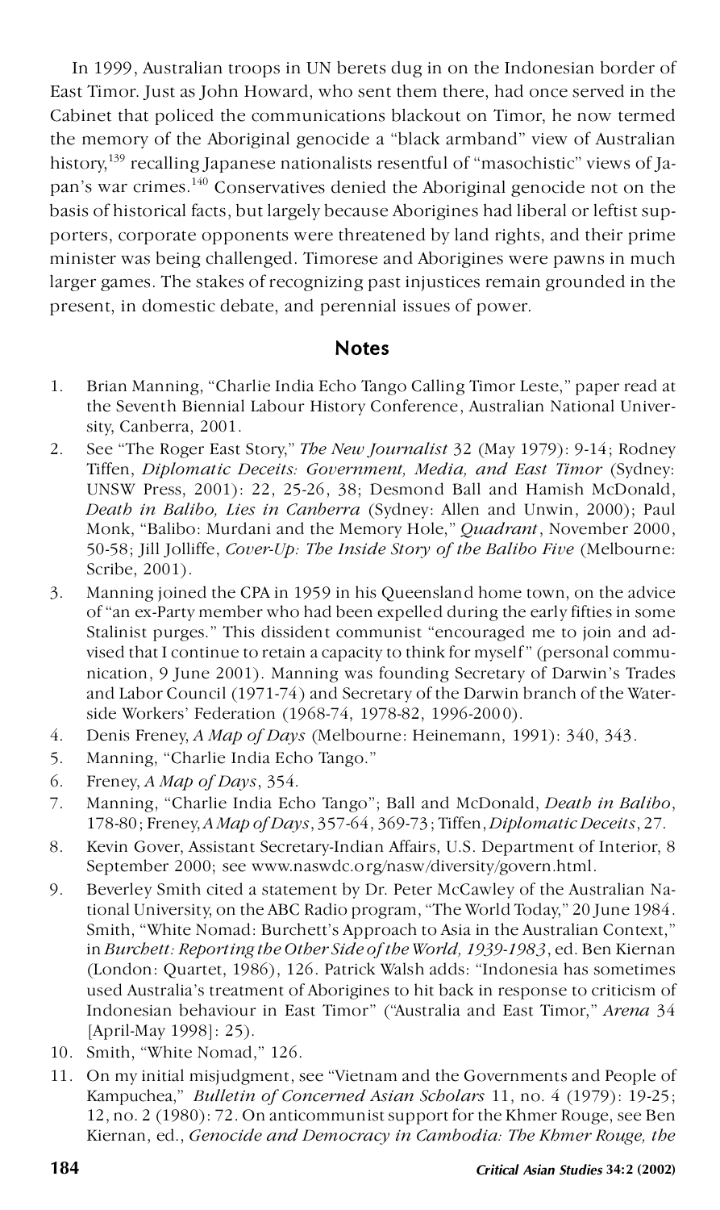In 1999, Australian troops in UN berets dug in on the Indonesian border of East Timor. Just as John Howard, who sent them there, had once served in the Cabinet that policed the communications blackout on Timor, he now termed the memory of the Aboriginal genocide a "black armband" view of Australian history,[139] recalling Japanese nationalists resentful of "masochistic" views of Japan's war crimes.[140] Conservatives denied the Aboriginal genocide not on the basis of historical facts, but largely because Aborigines had liberal or leftist supporters, corporate opponents were threatened by land rights, and their prime minister was being challenged. Timorese and Aborigines were pawns in much larger games. The stakes of recognizing past injustices remain grounded in the present, in domestic debate, and perennial issues of power.

## Notes

1. Brian Manning, "Charlie India Echo Tango Calling Timor Leste," paper read at the Seventh Biennial Labour History Conference, Australian National University, Canberra, 2001.
2. See "The Roger East Story," *The New Journalist* 32 (May 1979): 9-14; Rodney Tiffen, *Diplomatic Deceits: Government, Media, and East Timor* (Sydney: UNSW Press, 2001): 22, 25-26, 38; Desmond Ball and Hamish McDonald, *Death in Balibo, Lies in Canberra* (Sydney: Allen and Unwin, 2000); Paul Monk, "Balibo: Murdani and the Memory Hole," *Quadrant*, November 2000, 50-58; Jill Jolliffe, *Cover-Up: The Inside Story of the Balibo Five* (Melbourne: Scribe, 2001).
3. Manning joined the CPA in 1959 in his Queensland home town, on the advice of "an ex-Party member who had been expelled during the early fifties in some Stalinist purges." This dissident communist "encouraged me to join and advised that I continue to retain a capacity to think for myself" (personal communication, 9 June 2001). Manning was founding Secretary of Darwin's Trades and Labor Council (1971-74) and Secretary of the Darwin branch of the Waterside Workers' Federation (1968-74, 1978-82, 1996-2000).
4. Denis Freney, *A Map of Days* (Melbourne: Heinemann, 1991): 340, 343.
5. Manning, "Charlie India Echo Tango."
6. Freney, *A Map of Days*, 354.
7. Manning, "Charlie India Echo Tango"; Ball and McDonald, *Death in Balibo*, 178-80; Freney, *A Map of Days*, 357-64, 369-73; Tiffen, *Diplomatic Deceits*, 27.
8. Kevin Gover, Assistant Secretary-Indian Affairs, U.S. Department of Interior, 8 September 2000; see www.naswdc.org/nasw/diversity/govern.html.
9. Beverley Smith cited a statement by Dr. Peter McCawley of the Australian National University, on the ABC Radio program, "The World Today," 20 June 1984. Smith, "White Nomad: Burchett's Approach to Asia in the Australian Context," in *Burchett: Reporting the Other Side of the World, 1939-1983*, ed. Ben Kiernan (London: Quartet, 1986), 126. Patrick Walsh adds: "Indonesia has sometimes used Australia's treatment of Aborigines to hit back in response to criticism of Indonesian behaviour in East Timor" ("Australia and East Timor," *Arena* 34 [April-May 1998]: 25).
10. Smith, "White Nomad," 126.
11. On my initial misjudgment, see "Vietnam and the Governments and People of Kampuchea," *Bulletin of Concerned Asian Scholars* 11, no. 4 (1979): 19-25; 12, no. 2 (1980): 72. On anticommunist support for the Khmer Rouge, see Ben Kiernan, ed., *Genocide and Democracy in Cambodia: The Khmer Rouge, the*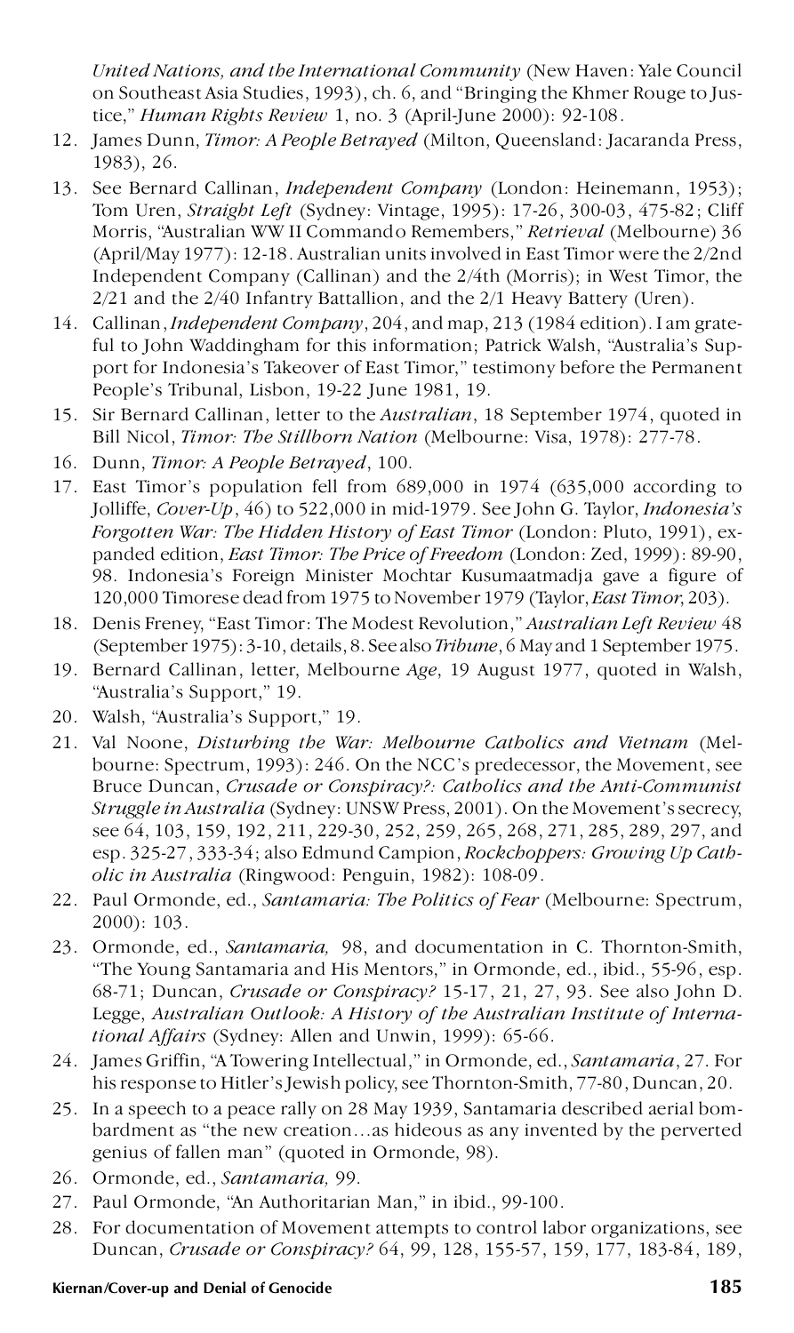*United Nations, and the International Community* (New Haven: Yale Council on Southeast Asia Studies, 1993), ch. 6, and "Bringing the Khmer Rouge to Justice," *Human Rights Review* 1, no. 3 (April-June 2000): 92-108.

12. James Dunn, *Timor: A People Betrayed* (Milton, Queensland: Jacaranda Press, 1983), 26.
13. See Bernard Callinan, *Independent Company* (London: Heinemann, 1953); Tom Uren, *Straight Left* (Sydney: Vintage, 1995): 17-26, 300-03, 475-82; Cliff Morris, "Australian WW II Commando Remembers," *Retrieval* (Melbourne) 36 (April/May 1977): 12-18. Australian units involved in East Timor were the 2/2nd Independent Company (Callinan) and the 2/4th (Morris); in West Timor, the 2/21 and the 2/40 Infantry Battallion, and the 2/1 Heavy Battery (Uren).
14. Callinan, *Independent Company*, 204, and map, 213 (1984 edition). I am grateful to John Waddingham for this information; Patrick Walsh, "Australia's Support for Indonesia's Takeover of East Timor," testimony before the Permanent People's Tribunal, Lisbon, 19-22 June 1981, 19.
15. Sir Bernard Callinan, letter to the *Australian*, 18 September 1974, quoted in Bill Nicol, *Timor: The Stillborn Nation* (Melbourne: Visa, 1978): 277-78.
16. Dunn, *Timor: A People Betrayed*, 100.
17. East Timor's population fell from 689,000 in 1974 (635,000 according to Jolliffe, *Cover-Up*, 46) to 522,000 in mid-1979. See John G. Taylor, *Indonesia's Forgotten War: The Hidden History of East Timor* (London: Pluto, 1991), expanded edition, *East Timor: The Price of Freedom* (London: Zed, 1999): 89-90, 98. Indonesia's Foreign Minister Mochtar Kusumaatmadja gave a figure of 120,000 Timorese dead from 1975 to November 1979 (Taylor, *East Timor*, 203).
18. Denis Freney, "East Timor: The Modest Revolution," *Australian Left Review* 48 (September 1975): 3-10, details, 8. See also *Tribune*, 6 May and 1 September 1975.
19. Bernard Callinan, letter, Melbourne *Age*, 19 August 1977, quoted in Walsh, "Australia's Support," 19.
20. Walsh, "Australia's Support," 19.
21. Val Noone, *Disturbing the War: Melbourne Catholics and Vietnam* (Melbourne: Spectrum, 1993): 246. On the NCC's predecessor, the Movement, see Bruce Duncan, *Crusade or Conspiracy?: Catholics and the Anti-Communist Struggle in Australia* (Sydney: UNSW Press, 2001). On the Movement's secrecy, see 64, 103, 159, 192, 211, 229-30, 252, 259, 265, 268, 271, 285, 289, 297, and esp. 325-27, 333-34; also Edmund Campion, *Rockchoppers: Growing Up Catholic in Australia* (Ringwood: Penguin, 1982): 108-09.
22. Paul Ormonde, ed., *Santamaria: The Politics of Fear* (Melbourne: Spectrum, 2000): 103.
23. Ormonde, ed., *Santamaria,* 98, and documentation in C. Thornton-Smith, "The Young Santamaria and His Mentors," in Ormonde, ed., ibid., 55-96, esp. 68-71; Duncan, *Crusade or Conspiracy?* 15-17, 21, 27, 93. See also John D. Legge, *Australian Outlook: A History of the Australian Institute of International Affairs* (Sydney: Allen and Unwin, 1999): 65-66.
24. James Griffin, "A Towering Intellectual," in Ormonde, ed., *Santamaria*, 27. For his response to Hitler's Jewish policy, see Thornton-Smith, 77-80, Duncan, 20.
25. In a speech to a peace rally on 28 May 1939, Santamaria described aerial bombardment as "the new creation…as hideous as any invented by the perverted genius of fallen man" (quoted in Ormonde, 98).
26. Ormonde, ed., *Santamaria,* 99.
27. Paul Ormonde, "An Authoritarian Man," in ibid., 99-100.
28. For documentation of Movement attempts to control labor organizations, see Duncan, *Crusade or Conspiracy?* 64, 99, 128, 155-57, 159, 177, 183-84, 189,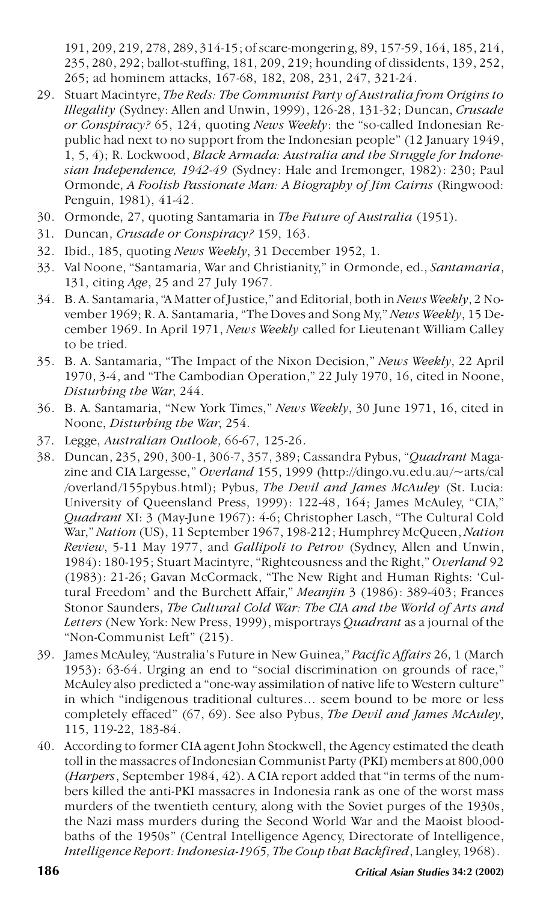191, 209, 219, 278, 289, 314-15; of scare-mongering, 89, 157-59, 164, 185, 214, 235, 280, 292; ballot-stuffing, 181, 209, 219; hounding of dissidents, 139, 252, 265; ad hominem attacks, 167-68, 182, 208, 231, 247, 321-24.

29. Stuart Macintyre, *The Reds: The Communist Party of Australia from Origins to Illegality* (Sydney: Allen and Unwin, 1999), 126-28, 131-32; Duncan, *Crusade or Conspiracy?* 65, 124, quoting *News Weekly*: the "so-called Indonesian Republic had next to no support from the Indonesian people" (12 January 1949, 1, 5, 4); R. Lockwood, *Black Armada: Australia and the Struggle for Indonesian Independence, 1942-49* (Sydney: Hale and Iremonger, 1982): 230; Paul Ormonde, *A Foolish Passionate Man: A Biography of Jim Cairns* (Ringwood: Penguin, 1981), 41-42.
30. Ormonde, 27, quoting Santamaria in *The Future of Australia* (1951).
31. Duncan, *Crusade or Conspiracy?* 159, 163.
32. Ibid., 185, quoting *News Weekly*, 31 December 1952, 1.
33. Val Noone, "Santamaria, War and Christianity," in Ormonde, ed., *Santamaria*, 131, citing *Age*, 25 and 27 July 1967.
34. B. A. Santamaria, "A Matter of Justice," and Editorial, both in *News Weekly*, 2 November 1969; R. A. Santamaria, "The Doves and Song My," *News Weekly*, 15 December 1969. In April 1971, *News Weekly* called for Lieutenant William Calley to be tried.
35. B. A. Santamaria, "The Impact of the Nixon Decision," *News Weekly*, 22 April 1970, 3-4, and "The Cambodian Operation," 22 July 1970, 16, cited in Noone, *Disturbing the War*, 244.
36. B. A. Santamaria, "New York Times," *News Weekly*, 30 June 1971, 16, cited in Noone, *Disturbing the War*, 254.
37. Legge, *Australian Outlook*, 66-67, 125-26.
38. Duncan, 235, 290, 300-1, 306-7, 357, 389; Cassandra Pybus, "*Quadrant* Magazine and CIA Largesse," *Overland* 155, 1999 (http://dingo.vu.edu.au/~arts/cal/overland/155pybus.html); Pybus, *The Devil and James McAuley* (St. Lucia: University of Queensland Press, 1999): 122-48, 164; James McAuley, "CIA," *Quadrant* XI: 3 (May-June 1967): 4-6; Christopher Lasch, "The Cultural Cold War," *Nation* (US), 11 September 1967, 198-212; Humphrey McQueen, *Nation Review*, 5-11 May 1977, and *Gallipoli to Petrov* (Sydney, Allen and Unwin, 1984): 180-195; Stuart Macintyre, "Righteousness and the Right," *Overland* 92 (1983): 21-26; Gavan McCormack, "The New Right and Human Rights: 'Cultural Freedom' and the Burchett Affair," *Meanjin* 3 (1986): 389-403; Frances Stonor Saunders, *The Cultural Cold War: The CIA and the World of Arts and Letters* (New York: New Press, 1999), misportrays *Quadrant* as a journal of the "Non-Communist Left" (215).
39. James McAuley, "Australia's Future in New Guinea," *Pacific Affairs* 26, 1 (March 1953): 63-64. Urging an end to "social discrimination on grounds of race," McAuley also predicted a "one-way assimilation of native life to Western culture" in which "indigenous traditional cultures... seem bound to be more or less completely effaced" (67, 69). See also Pybus, *The Devil and James McAuley*, 115, 119-22, 183-84.
40. According to former CIA agent John Stockwell, the Agency estimated the death toll in the massacres of Indonesian Communist Party (PKI) members at 800,000 (*Harpers*, September 1984, 42). A CIA report added that "in terms of the numbers killed the anti-PKI massacres in Indonesia rank as one of the worst mass murders of the twentieth century, along with the Soviet purges of the 1930s, the Nazi mass murders during the Second World War and the Maoist bloodbaths of the 1950s" (Central Intelligence Agency, Directorate of Intelligence, *Intelligence Report: Indonesia-1965, The Coup that Backfired*, Langley, 1968).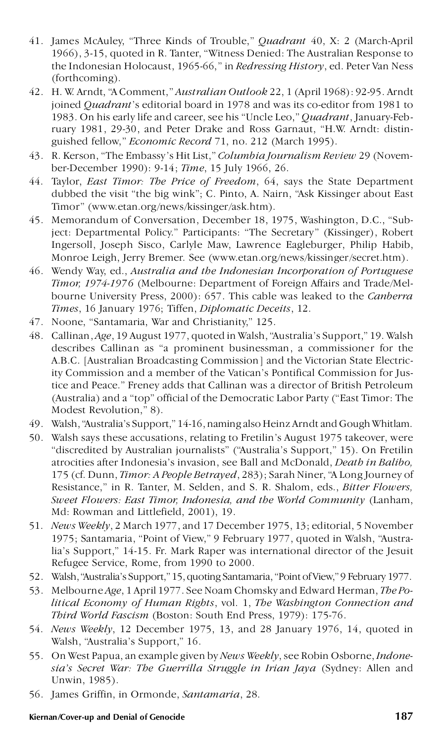41. James McAuley, "Three Kinds of Trouble," *Quadrant* 40, X: 2 (March-April 1966), 3-15, quoted in R. Tanter, "Witness Denied: The Australian Response to the Indonesian Holocaust, 1965-66," in *Redressing History*, ed. Peter Van Ness (forthcoming).
42. H. W. Arndt, "A Comment," *Australian Outlook* 22, 1 (April 1968): 92-95. Arndt joined *Quadrant*'s editorial board in 1978 and was its co-editor from 1981 to 1983. On his early life and career, see his "Uncle Leo," *Quadrant*, January-February 1981, 29-30, and Peter Drake and Ross Garnaut, "H.W. Arndt: distinguished fellow," *Economic Record* 71, no. 212 (March 1995).
43. R. Kerson, "The Embassy's Hit List," *Columbia Journalism Review* 29 (November-December 1990): 9-14; *Time*, 15 July 1966, 26.
44. Taylor, *East Timor: The Price of Freedom*, 64, says the State Department dubbed the visit "the big wink"; C. Pinto, A. Nairn, "Ask Kissinger about East Timor" (www.etan.org/news/kissinger/ask.htm).
45. Memorandum of Conversation, December 18, 1975, Washington, D.C., "Subject: Departmental Policy." Participants: "The Secretary" (Kissinger), Robert Ingersoll, Joseph Sisco, Carlyle Maw, Lawrence Eagleburger, Philip Habib, Monroe Leigh, Jerry Bremer. See (www.etan.org/news/kissinger/secret.htm).
46. Wendy Way, ed., *Australia and the Indonesian Incorporation of Portuguese Timor, 1974-1976* (Melbourne: Department of Foreign Affairs and Trade/Melbourne University Press, 2000): 657. This cable was leaked to the *Canberra Times*, 16 January 1976; Tiffen, *Diplomatic Deceits*, 12.
47. Noone, "Santamaria, War and Christianity," 125.
48. Callinan, *Age*, 19 August 1977, quoted in Walsh, "Australia's Support," 19. Walsh describes Callinan as "a prominent businessman, a commissioner for the A.B.C. [Australian Broadcasting Commission] and the Victorian State Electricity Commission and a member of the Vatican's Pontifical Commission for Justice and Peace." Freney adds that Callinan was a director of British Petroleum (Australia) and a "top" official of the Democratic Labor Party ("East Timor: The Modest Revolution," 8).
49. Walsh, "Australia's Support," 14-16, naming also Heinz Arndt and Gough Whitlam.
50. Walsh says these accusations, relating to Fretilin's August 1975 takeover, were "discredited by Australian journalists" ("Australia's Support," 15). On Fretilin atrocities after Indonesia's invasion, see Ball and McDonald, *Death in Balibo,* 175 (cf. Dunn, *Timor: A People Betrayed*, 283); Sarah Niner, "A Long Journey of Resistance," in R. Tanter, M. Selden, and S. R. Shalom, eds., *Bitter Flowers, Sweet Flowers: East Timor, Indonesia, and the World Community* (Lanham, Md: Rowman and Littlefield, 2001), 19.
51. *News Weekly*, 2 March 1977, and 17 December 1975, 13; editorial, 5 November 1975; Santamaria, "Point of View," 9 February 1977, quoted in Walsh, "Australia's Support," 14-15. Fr. Mark Raper was international director of the Jesuit Refugee Service, Rome, from 1990 to 2000.
52. Walsh, "Australia's Support," 15, quoting Santamaria, "Point of View," 9 February 1977.
53. Melbourne *Age*, 1 April 1977. See Noam Chomsky and Edward Herman, *The Political Economy of Human Rights*, vol. 1, *The Washington Connection and Third World Fascism* (Boston: South End Press, 1979): 175-76.
54. *News Weekly*, 12 December 1975, 13, and 28 January 1976, 14, quoted in Walsh, "Australia's Support," 16.
55. On West Papua, an example given by *News Weekly*, see Robin Osborne, *Indonesia's Secret War: The Guerrilla Struggle in Irian Jaya* (Sydney: Allen and Unwin, 1985).
56. James Griffin, in Ormonde, *Santamaria*, 28.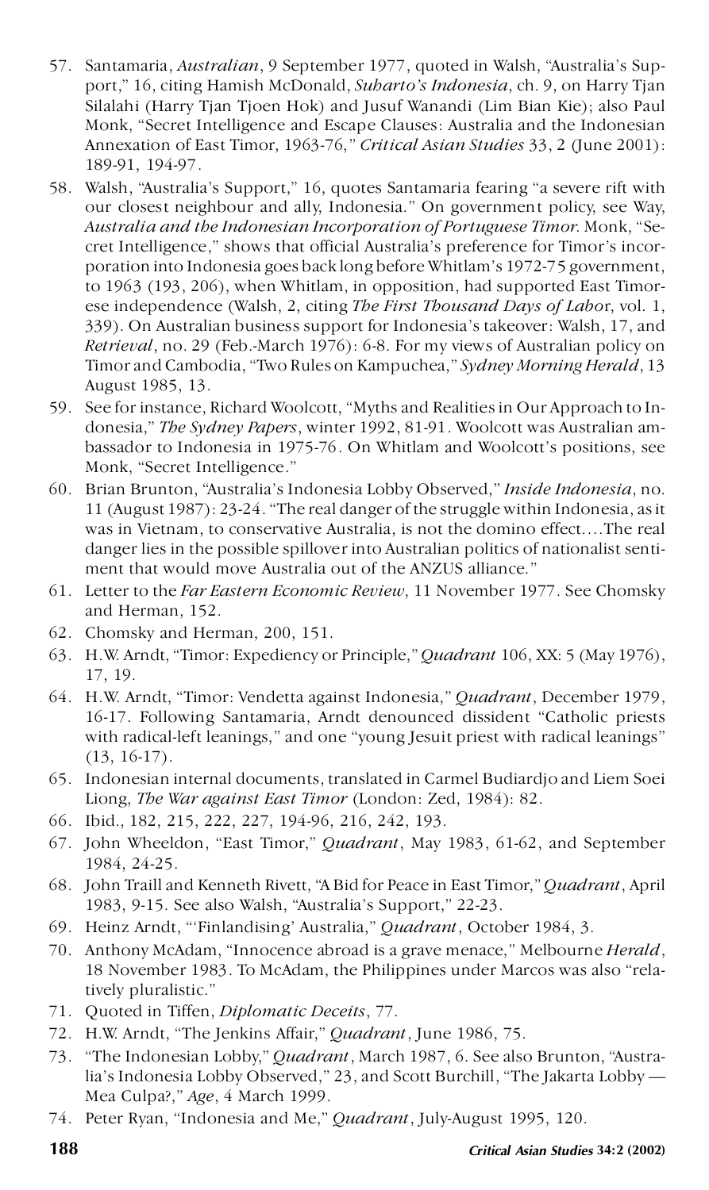57. Santamaria, *Australian*, 9 September 1977, quoted in Walsh, "Australia's Support," 16, citing Hamish McDonald, *Suharto's Indonesia*, ch. 9, on Harry Tjan Silalahi (Harry Tjan Tjoen Hok) and Jusuf Wanandi (Lim Bian Kie); also Paul Monk, "Secret Intelligence and Escape Clauses: Australia and the Indonesian Annexation of East Timor, 1963-76," *Critical Asian Studies* 33, 2 (June 2001): 189-91, 194-97.
58. Walsh, "Australia's Support," 16, quotes Santamaria fearing "a severe rift with our closest neighbour and ally, Indonesia." On government policy, see Way, *Australia and the Indonesian Incorporation of Portuguese Timor*. Monk, "Secret Intelligence," shows that official Australia's preference for Timor's incorporation into Indonesia goes back long before Whitlam's 1972-75 government, to 1963 (193, 206), when Whitlam, in opposition, had supported East Timorese independence (Walsh, 2, citing *The First Thousand Days of Labo*r, vol. 1, 339). On Australian business support for Indonesia's takeover: Walsh, 17, and *Retrieval*, no. 29 (Feb.-March 1976): 6-8. For my views of Australian policy on Timor and Cambodia, "Two Rules on Kampuchea," *Sydney Morning Herald*, 13 August 1985, 13.
59. See for instance, Richard Woolcott, "Myths and Realities in Our Approach to Indonesia," *The Sydney Papers*, winter 1992, 81-91. Woolcott was Australian ambassador to Indonesia in 1975-76. On Whitlam and Woolcott's positions, see Monk, "Secret Intelligence."
60. Brian Brunton, "Australia's Indonesia Lobby Observed," *Inside Indonesia*, no. 11 (August 1987): 23-24. "The real danger of the struggle within Indonesia, as it was in Vietnam, to conservative Australia, is not the domino effect….The real danger lies in the possible spillover into Australian politics of nationalist sentiment that would move Australia out of the ANZUS alliance."
61. Letter to the *Far Eastern Economic Review*, 11 November 1977. See Chomsky and Herman, 152.
62. Chomsky and Herman, 200, 151.
63. H.W. Arndt, "Timor: Expediency or Principle," *Quadrant* 106, XX: 5 (May 1976), 17, 19.
64. H.W. Arndt, "Timor: Vendetta against Indonesia," *Quadrant*, December 1979, 16-17. Following Santamaria, Arndt denounced dissident "Catholic priests with radical-left leanings," and one "young Jesuit priest with radical leanings" (13, 16-17).
65. Indonesian internal documents, translated in Carmel Budiardjo and Liem Soei Liong, *The War against East Timor* (London: Zed, 1984): 82.
66. Ibid., 182, 215, 222, 227, 194-96, 216, 242, 193.
67. John Wheeldon, "East Timor," *Quadrant*, May 1983, 61-62, and September 1984, 24-25.
68. John Traill and Kenneth Rivett, "A Bid for Peace in East Timor," *Quadrant*, April 1983, 9-15. See also Walsh, "Australia's Support," 22-23.
69. Heinz Arndt, "'Finlandising' Australia," *Quadrant*, October 1984, 3.
70. Anthony McAdam, "Innocence abroad is a grave menace," Melbourne *Herald*, 18 November 1983. To McAdam, the Philippines under Marcos was also "relatively pluralistic."
71. Quoted in Tiffen, *Diplomatic Deceits*, 77.
72. H.W. Arndt, "The Jenkins Affair," *Quadrant*, June 1986, 75.
73. "The Indonesian Lobby," *Quadrant*, March 1987, 6. See also Brunton, "Australia's Indonesia Lobby Observed," 23, and Scott Burchill, "The Jakarta Lobby — Mea Culpa?," *Age*, 4 March 1999.
74. Peter Ryan, "Indonesia and Me," *Quadrant*, July-August 1995, 120.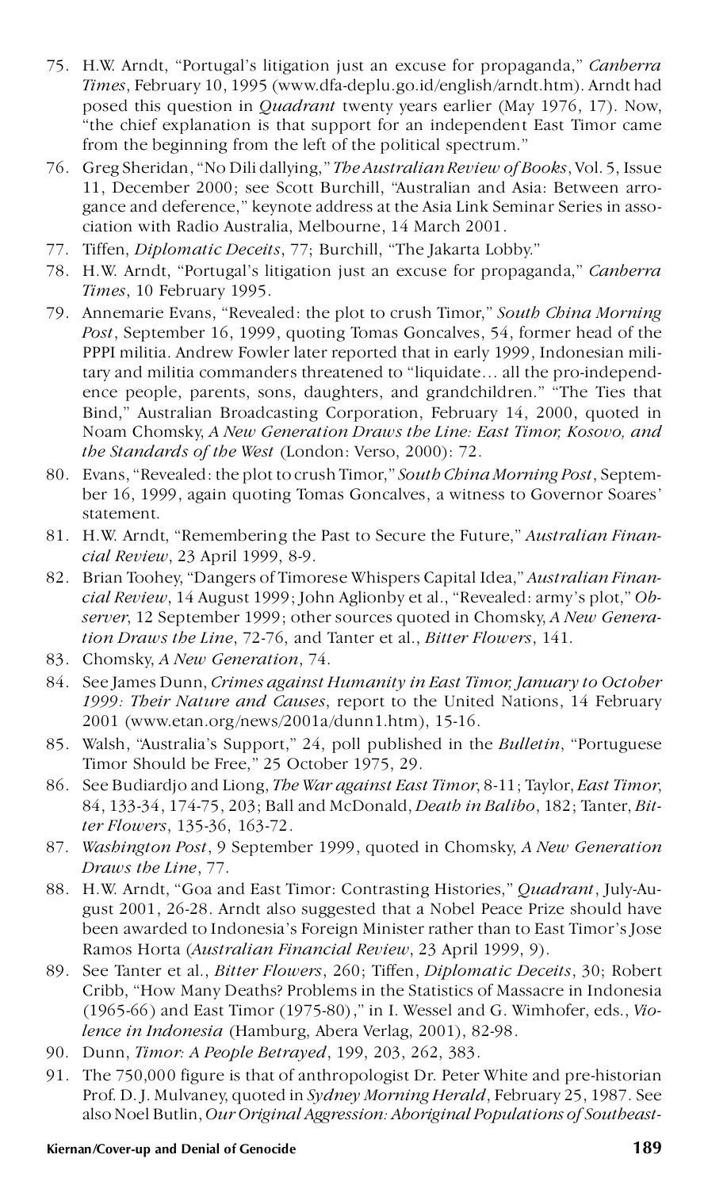75. H.W. Arndt, "Portugal's litigation just an excuse for propaganda," *Canberra Times*, February 10, 1995 (www.dfa-deplu.go.id/english/arndt.htm). Arndt had posed this question in *Quadrant* twenty years earlier (May 1976, 17). Now, "the chief explanation is that support for an independent East Timor came from the beginning from the left of the political spectrum."
76. Greg Sheridan, "No Dili dallying," *The Australian Review of Books*, Vol. 5, Issue 11, December 2000; see Scott Burchill, "Australian and Asia: Between arrogance and deference," keynote address at the Asia Link Seminar Series in association with Radio Australia, Melbourne, 14 March 2001.
77. Tiffen, *Diplomatic Deceits*, 77; Burchill, "The Jakarta Lobby."
78. H.W. Arndt, "Portugal's litigation just an excuse for propaganda," *Canberra Times*, 10 February 1995.
79. Annemarie Evans, "Revealed: the plot to crush Timor," *South China Morning Post*, September 16, 1999, quoting Tomas Goncalves, 54, former head of the PPPI militia. Andrew Fowler later reported that in early 1999, Indonesian military and militia commanders threatened to "liquidate… all the pro-independence people, parents, sons, daughters, and grandchildren." "The Ties that Bind," Australian Broadcasting Corporation, February 14, 2000, quoted in Noam Chomsky, *A New Generation Draws the Line: East Timor, Kosovo, and the Standards of the West* (London: Verso, 2000): 72.
80. Evans, "Revealed: the plot to crush Timor," *South China Morning Post*, September 16, 1999, again quoting Tomas Goncalves, a witness to Governor Soares' statement.
81. H.W. Arndt, "Remembering the Past to Secure the Future," *Australian Financial Review*, 23 April 1999, 8-9.
82. Brian Toohey, "Dangers of Timorese Whispers Capital Idea," *Australian Financial Review*, 14 August 1999; John Aglionby et al., "Revealed: army's plot," *Observer*, 12 September 1999; other sources quoted in Chomsky, *A New Generation Draws the Line*, 72-76, and Tanter et al., *Bitter Flowers*, 141.
83. Chomsky, *A New Generation*, 74.
84. See James Dunn, *Crimes against Humanity in East Timor, January to October 1999: Their Nature and Causes*, report to the United Nations, 14 February 2001 (www.etan.org/news/2001a/dunn1.htm), 15-16.
85. Walsh, "Australia's Support," 24, poll published in the *Bulletin*, "Portuguese Timor Should be Free," 25 October 1975, 29.
86. See Budiardjo and Liong, *The War against East Timor*, 8-11; Taylor, *East Timor*, 84, 133-34, 174-75, 203; Ball and McDonald, *Death in Balibo*, 182; Tanter, *Bitter Flowers*, 135-36, 163-72.
87. *Washington Post*, 9 September 1999, quoted in Chomsky, *A New Generation Draws the Line*, 77.
88. H.W. Arndt, "Goa and East Timor: Contrasting Histories," *Quadrant*, July-August 2001, 26-28. Arndt also suggested that a Nobel Peace Prize should have been awarded to Indonesia's Foreign Minister rather than to East Timor's Jose Ramos Horta (*Australian Financial Review*, 23 April 1999, 9).
89. See Tanter et al., *Bitter Flowers*, 260; Tiffen, *Diplomatic Deceits*, 30; Robert Cribb, "How Many Deaths? Problems in the Statistics of Massacre in Indonesia (1965-66) and East Timor (1975-80)," in I. Wessel and G. Wimhofer, eds., *Violence in Indonesia* (Hamburg, Abera Verlag, 2001), 82-98.
90. Dunn, *Timor: A People Betrayed*, 199, 203, 262, 383.
91. The 750,000 figure is that of anthropologist Dr. Peter White and pre-historian Prof. D. J. Mulvaney, quoted in *Sydney Morning Herald*, February 25, 1987. See also Noel Butlin, *Our Original Aggression: Aboriginal Populations of Southeast-*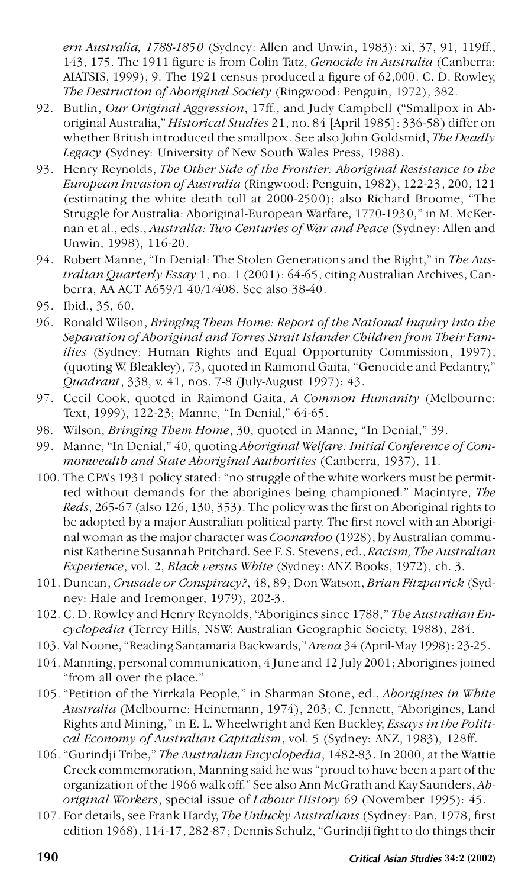*ern Australia, 1788-1850* (Sydney: Allen and Unwin, 1983): xi, 37, 91, 119ff., 143, 175. The 1911 figure is from Colin Tatz, *Genocide in Australia* (Canberra: AIATSIS, 1999), 9. The 1921 census produced a figure of 62,000. C. D. Rowley, *The Destruction of Aboriginal Society* (Ringwood: Penguin, 1972), 382.

92. Butlin, *Our Original Aggression*, 17ff., and Judy Campbell ("Smallpox in Aboriginal Australia," *Historical Studies* 21, no. 84 [April 1985]: 336-58) differ on whether British introduced the smallpox. See also John Goldsmid, *The Deadly Legacy* (Sydney: University of New South Wales Press, 1988).
93. Henry Reynolds, *The Other Side of the Frontier: Aboriginal Resistance to the European Invasion of Australia* (Ringwood: Penguin, 1982), 122-23, 200, 121 (estimating the white death toll at 2000-2500); also Richard Broome, "The Struggle for Australia: Aboriginal-European Warfare, 1770-1930," in M. McKernan et al., eds., *Australia: Two Centuries of War and Peace* (Sydney: Allen and Unwin, 1998), 116-20.
94. Robert Manne, "In Denial: The Stolen Generations and the Right," in *The Australian Quarterly Essay* 1, no. 1 (2001): 64-65, citing Australian Archives, Canberra, AA ACT A659/1 40/1/408. See also 38-40.
95. Ibid., 35, 60.
96. Ronald Wilson, *Bringing Them Home: Report of the National Inquiry into the Separation of Aboriginal and Torres Strait Islander Children from Their Families* (Sydney: Human Rights and Equal Opportunity Commission, 1997), (quoting W. Bleakley), 73, quoted in Raimond Gaita, "Genocide and Pedantry," *Quadrant*, 338, v. 41, nos. 7-8 (July-August 1997): 43.
97. Cecil Cook, quoted in Raimond Gaita, *A Common Humanity* (Melbourne: Text, 1999), 122-23; Manne, "In Denial," 64-65.
98. Wilson, *Bringing Them Home*, 30, quoted in Manne, "In Denial," 39.
99. Manne, "In Denial," 40, quoting *Aboriginal Welfare: Initial Conference of Commonwealth and State Aboriginal Authorities* (Canberra, 1937), 11.
100. The CPA's 1931 policy stated: "no struggle of the white workers must be permitted without demands for the aborigines being championed." Macintyre, *The Reds*, 265-67 (also 126, 130, 353). The policy was the first on Aboriginal rights to be adopted by a major Australian political party. The first novel with an Aboriginal woman as the major character was *Coonardoo* (1928), by Australian communist Katherine Susannah Pritchard. See F. S. Stevens, ed., *Racism, The Australian Experience*, vol. 2, *Black versus White* (Sydney: ANZ Books, 1972), ch. 3.
101. Duncan, *Crusade or Conspiracy?*, 48, 89; Don Watson, *Brian Fitzpatrick* (Sydney: Hale and Iremonger, 1979), 202-3.
102. C. D. Rowley and Henry Reynolds, "Aborigines since 1788," *The Australian Encyclopedia* (Terrey Hills, NSW: Australian Geographic Society, 1988), 284.
103. Val Noone, "Reading Santamaria Backwards," *Arena* 34 (April-May 1998): 23-25.
104. Manning, personal communication, 4 June and 12 July 2001; Aborigines joined "from all over the place."
105. "Petition of the Yirrkala People," in Sharman Stone, ed., *Aborigines in White Australia* (Melbourne: Heinemann, 1974), 203; C. Jennett, "Aborigines, Land Rights and Mining," in E. L. Wheelwright and Ken Buckley, *Essays in the Political Economy of Australian Capitalism*, vol. 5 (Sydney: ANZ, 1983), 128ff.
106. "Gurindji Tribe," *The Australian Encyclopedia*, 1482-83. In 2000, at the Wattie Creek commemoration, Manning said he was "proud to have been a part of the organization of the 1966 walk off." See also Ann McGrath and Kay Saunders, *Aboriginal Workers*, special issue of *Labour History* 69 (November 1995): 45.
107. For details, see Frank Hardy, *The Unlucky Australians* (Sydney: Pan, 1978, first edition 1968), 114-17, 282-87; Dennis Schulz, "Gurindji fight to do things their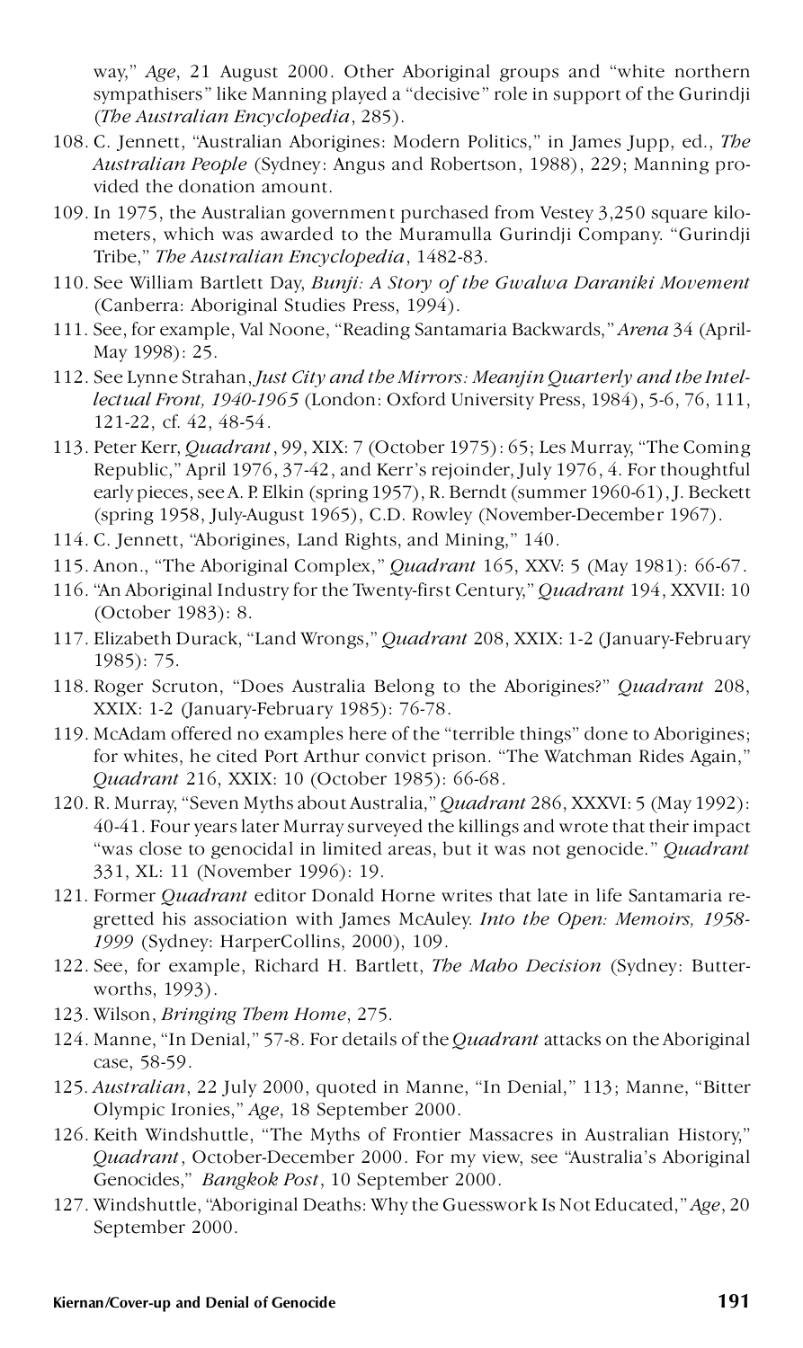way," *Age*, 21 August 2000. Other Aboriginal groups and "white northern sympathisers" like Manning played a "decisive" role in support of the Gurindji (*The Australian Encyclopedia*, 285).

108. C. Jennett, "Australian Aborigines: Modern Politics," in James Jupp, ed., *The Australian People* (Sydney: Angus and Robertson, 1988), 229; Manning provided the donation amount.
109. In 1975, the Australian government purchased from Vestey 3,250 square kilometers, which was awarded to the Muramulla Gurindji Company. "Gurindji Tribe," *The Australian Encyclopedia*, 1482-83.
110. See William Bartlett Day, *Bunji: A Story of the Gwalwa Daraniki Movement* (Canberra: Aboriginal Studies Press, 1994).
111. See, for example, Val Noone, "Reading Santamaria Backwards," *Arena* 34 (April-May 1998): 25.
112. See Lynne Strahan, *Just City and the Mirrors: Meanjin Quarterly and the Intellectual Front, 1940-1965* (London: Oxford University Press, 1984), 5-6, 76, 111, 121-22, cf. 42, 48-54.
113. Peter Kerr, *Quadrant*, 99, XIX: 7 (October 1975): 65; Les Murray, "The Coming Republic," April 1976, 37-42, and Kerr's rejoinder, July 1976, 4. For thoughtful early pieces, see A. P. Elkin (spring 1957), R. Berndt (summer 1960-61), J. Beckett (spring 1958, July-August 1965), C.D. Rowley (November-December 1967).
114. C. Jennett, "Aborigines, Land Rights, and Mining," 140.
115. Anon., "The Aboriginal Complex," *Quadrant* 165, XXV: 5 (May 1981): 66-67.
116. "An Aboriginal Industry for the Twenty-first Century," *Quadrant* 194, XXVII: 10 (October 1983): 8.
117. Elizabeth Durack, "Land Wrongs," *Quadrant* 208, XXIX: 1-2 (January-February 1985): 75.
118. Roger Scruton, "Does Australia Belong to the Aborigines?" *Quadrant* 208, XXIX: 1-2 (January-February 1985): 76-78.
119. McAdam offered no examples here of the "terrible things" done to Aborigines; for whites, he cited Port Arthur convict prison. "The Watchman Rides Again," *Quadrant* 216, XXIX: 10 (October 1985): 66-68.
120. R. Murray, "Seven Myths about Australia," *Quadrant* 286, XXXVI: 5 (May 1992): 40-41. Four years later Murray surveyed the killings and wrote that their impact "was close to genocidal in limited areas, but it was not genocide." *Quadrant* 331, XL: 11 (November 1996): 19.
121. Former *Quadrant* editor Donald Horne writes that late in life Santamaria regretted his association with James McAuley. *Into the Open: Memoirs, 1958-1999* (Sydney: HarperCollins, 2000), 109.
122. See, for example, Richard H. Bartlett, *The Mabo Decision* (Sydney: Butterworths, 1993).
123. Wilson, *Bringing Them Home*, 275.
124. Manne, "In Denial," 57-8. For details of the *Quadrant* attacks on the Aboriginal case, 58-59.
125. *Australian*, 22 July 2000, quoted in Manne, "In Denial," 113; Manne, "Bitter Olympic Ironies," *Age*, 18 September 2000.
126. Keith Windshuttle, "The Myths of Frontier Massacres in Australian History," *Quadrant*, October-December 2000. For my view, see "Australia's Aboriginal Genocides," *Bangkok Post*, 10 September 2000.
127. Windshuttle, "Aboriginal Deaths: Why the Guesswork Is Not Educated," *Age*, 20 September 2000.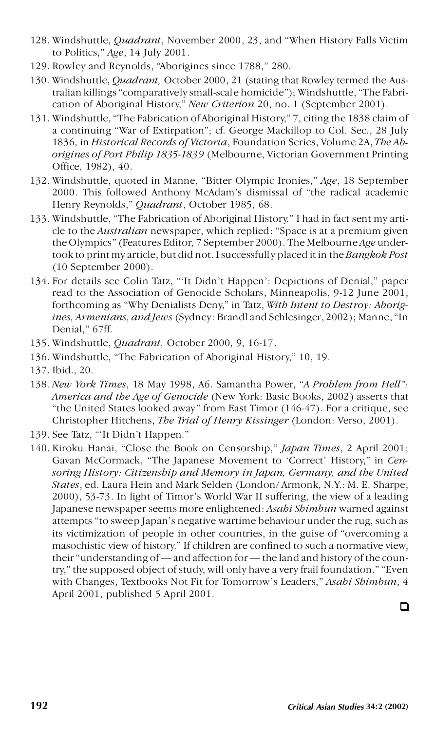128. Windshuttle, *Quadrant*, November 2000, 23, and "When History Falls Victim to Politics," *Age*, 14 July 2001.

129. Rowley and Reynolds, "Aborigines since 1788," 280.

130. Windshuttle, *Quadrant,* October 2000, 21 (stating that Rowley termed the Australian killings "comparatively small-scale homicide"); Windshuttle, "The Fabrication of Aboriginal History," *New Criterion* 20, no. 1 (September 2001).

131. Windshuttle, "The Fabrication of Aboriginal History," 7, citing the 1838 claim of a continuing "War of Extirpation"; cf. George Mackillop to Col. Sec., 28 July 1836, in *Historical Records of Victoria*, Foundation Series, Volume 2A, *The Aborigines of Port Philip 1835-1839* (Melbourne, Victorian Government Printing Office, 1982), 40.

132. Windshuttle, quoted in Manne, "Bitter Olympic Ironies," *Age*, 18 September 2000. This followed Anthony McAdam's dismissal of "the radical academic Henry Reynolds," *Quadrant*, October 1985, 68.

133. Windshuttle, "The Fabrication of Aboriginal History." I had in fact sent my article to the *Australian* newspaper, which replied: "Space is at a premium given the Olympics" (Features Editor, 7 September 2000). The Melbourne *Age* undertook to print my article, but did not. I successfully placed it in the *Bangkok Post* (10 September 2000).

134. For details see Colin Tatz, "'It Didn't Happen': Depictions of Denial," paper read to the Association of Genocide Scholars, Minneapolis, 9-12 June 2001, forthcoming as "Why Denialists Deny," in Tatz, *With Intent to Destroy: Aborigines, Armenians, and Jews* (Sydney: Brandl and Schlesinger, 2002); Manne, "In Denial," 67ff.

135. Windshuttle, *Quadrant,* October 2000, 9, 16-17.

136. Windshuttle, "The Fabrication of Aboriginal History," 10, 19.

137. Ibid., 20.

138. *New York Times*, 18 May 1998, A6. Samantha Power, *"A Problem from Hell": America and the Age of Genocide* (New York: Basic Books, 2002) asserts that "the United States looked away" from East Timor (146-47). For a critique, see Christopher Hitchens, *The Trial of Henry Kissinger* (London: Verso, 2001).

139. See Tatz, "'It Didn't Happen."

140. Kiroku Hanai, "Close the Book on Censorship," *Japan Times*, 2 April 2001; Gavan McCormack, "The Japanese Movement to 'Correct' History," in *Censoring History: Citizenship and Memory in Japan, Germany, and the United States*, ed. Laura Hein and Mark Selden (London/Armonk, N.Y.: M. E. Sharpe, 2000), 53-73. In light of Timor's World War II suffering, the view of a leading Japanese newspaper seems more enlightened: *Asahi Shimbun* warned against attempts "to sweep Japan's negative wartime behaviour under the rug, such as its victimization of people in other countries, in the guise of "overcoming a masochistic view of history." If children are confined to such a normative view, their "understanding of — and affection for — the land and history of the country," the supposed object of study, will only have a very frail foundation." "Even with Changes, Textbooks Not Fit for Tomorrow's Leaders," *Asahi Shimbun*, 4 April 2001, published 5 April 2001.